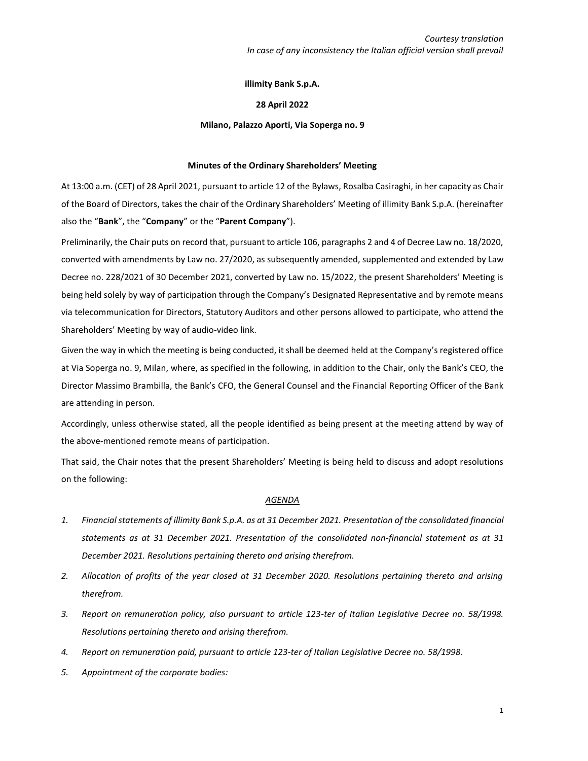*Courtesy translation*
*In case of any inconsistency the Italian official version shall prevail*

**illimity Bank S.p.A.**

**28 April 2022**

**Milano, Palazzo Aporti, Via Soperga no. 9**

**Minutes of the Ordinary Shareholders' Meeting**

At 13:00 a.m. (CET) of 28 April 2021, pursuant to article 12 of the Bylaws, Rosalba Casiraghi, in her capacity as Chair of the Board of Directors, takes the chair of the Ordinary Shareholders' Meeting of illimity Bank S.p.A. (hereinafter also the "**Bank**", the "**Company**" or the "**Parent Company**").

Preliminarily, the Chair puts on record that, pursuant to article 106, paragraphs 2 and 4 of Decree Law no. 18/2020, converted with amendments by Law no. 27/2020, as subsequently amended, supplemented and extended by Law Decree no. 228/2021 of 30 December 2021, converted by Law no. 15/2022, the present Shareholders' Meeting is being held solely by way of participation through the Company's Designated Representative and by remote means via telecommunication for Directors, Statutory Auditors and other persons allowed to participate, who attend the Shareholders' Meeting by way of audio-video link.

Given the way in which the meeting is being conducted, it shall be deemed held at the Company's registered office at Via Soperga no. 9, Milan, where, as specified in the following, in addition to the Chair, only the Bank's CEO, the Director Massimo Brambilla, the Bank's CFO, the General Counsel and the Financial Reporting Officer of the Bank are attending in person.

Accordingly, unless otherwise stated, all the people identified as being present at the meeting attend by way of the above-mentioned remote means of participation.

That said, the Chair notes that the present Shareholders' Meeting is being held to discuss and adopt resolutions on the following:

*AGENDA*

1. *Financial statements of illimity Bank S.p.A. as at 31 December 2021. Presentation of the consolidated financial statements as at 31 December 2021. Presentation of the consolidated non-financial statement as at 31 December 2021. Resolutions pertaining thereto and arising therefrom.*
2. *Allocation of profits of the year closed at 31 December 2020. Resolutions pertaining thereto and arising therefrom.*
3. *Report on remuneration policy, also pursuant to article 123-ter of Italian Legislative Decree no. 58/1998. Resolutions pertaining thereto and arising therefrom.*
4. *Report on remuneration paid, pursuant to article 123-ter of Italian Legislative Decree no. 58/1998.*
5. *Appointment of the corporate bodies:*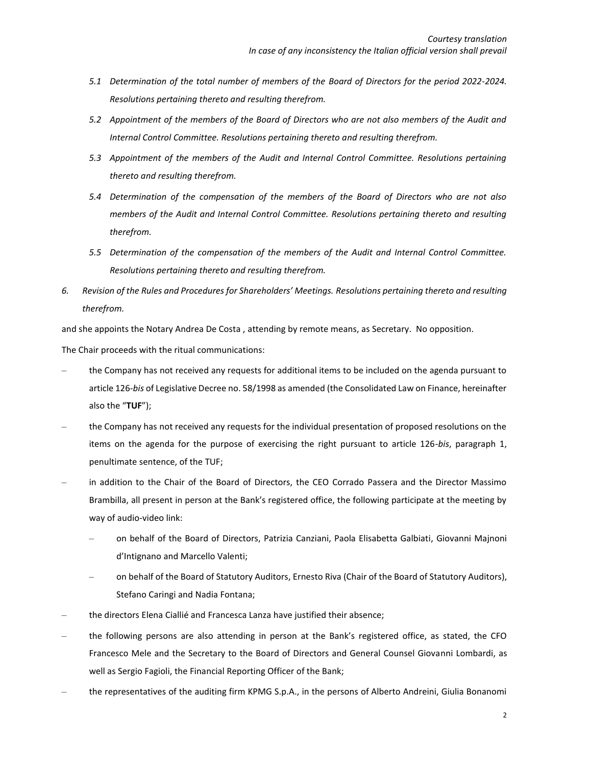*5.1 Determination of the total number of members of the Board of Directors for the period 2022-2024. Resolutions pertaining thereto and resulting therefrom.*

*5.2 Appointment of the members of the Board of Directors who are not also members of the Audit and Internal Control Committee. Resolutions pertaining thereto and resulting therefrom.*

*5.3 Appointment of the members of the Audit and Internal Control Committee. Resolutions pertaining thereto and resulting therefrom.*

*5.4 Determination of the compensation of the members of the Board of Directors who are not also members of the Audit and Internal Control Committee. Resolutions pertaining thereto and resulting therefrom.*

*5.5 Determination of the compensation of the members of the Audit and Internal Control Committee. Resolutions pertaining thereto and resulting therefrom.*

*6. Revision of the Rules and Procedures for Shareholders' Meetings. Resolutions pertaining thereto and resulting therefrom.*

and she appoints the Notary Andrea De Costa , attending by remote means, as Secretary. No opposition.

The Chair proceeds with the ritual communications:

- the Company has not received any requests for additional items to be included on the agenda pursuant to article 126-*bis* of Legislative Decree no. 58/1998 as amended (the Consolidated Law on Finance, hereinafter also the "**TUF**");
- the Company has not received any requests for the individual presentation of proposed resolutions on the items on the agenda for the purpose of exercising the right pursuant to article 126-*bis*, paragraph 1, penultimate sentence, of the TUF;
- in addition to the Chair of the Board of Directors, the CEO Corrado Passera and the Director Massimo Brambilla, all present in person at the Bank's registered office, the following participate at the meeting by way of audio-video link:
  - on behalf of the Board of Directors, Patrizia Canziani, Paola Elisabetta Galbiati, Giovanni Majnoni d'Intignano and Marcello Valenti;
  - on behalf of the Board of Statutory Auditors, Ernesto Riva (Chair of the Board of Statutory Auditors), Stefano Caringi and Nadia Fontana;
- the directors Elena Ciallié and Francesca Lanza have justified their absence;
- the following persons are also attending in person at the Bank's registered office, as stated, the CFO Francesco Mele and the Secretary to the Board of Directors and General Counsel Giovanni Lombardi, as well as Sergio Fagioli, the Financial Reporting Officer of the Bank;
- the representatives of the auditing firm KPMG S.p.A., in the persons of Alberto Andreini, Giulia Bonanomi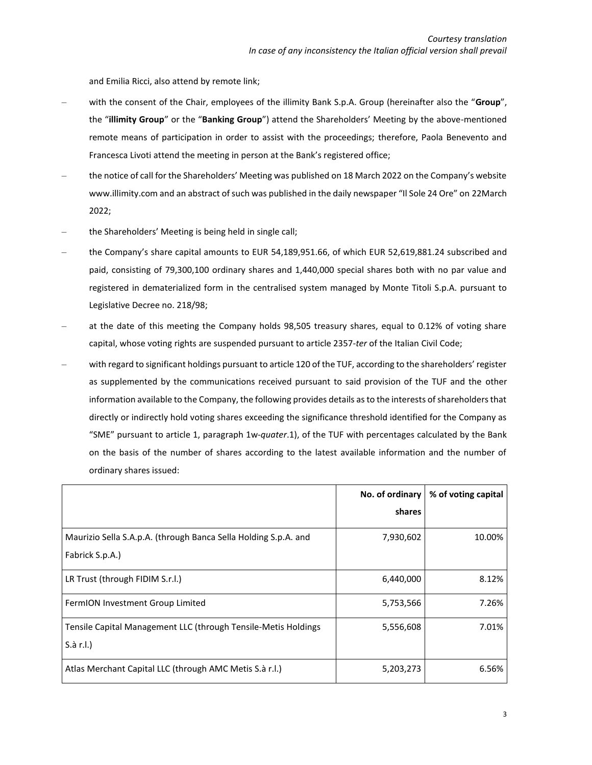and Emilia Ricci, also attend by remote link;

- with the consent of the Chair, employees of the illimity Bank S.p.A. Group (hereinafter also the "**Group**", the "**illimity Group**" or the "**Banking Group**") attend the Shareholders' Meeting by the above-mentioned remote means of participation in order to assist with the proceedings; therefore, Paola Benevento and Francesca Livoti attend the meeting in person at the Bank's registered office;
- the notice of call for the Shareholders' Meeting was published on 18 March 2022 on the Company's website www.illimity.com and an abstract of such was published in the daily newspaper "Il Sole 24 Ore" on 22March 2022;
- the Shareholders' Meeting is being held in single call;
- the Company's share capital amounts to EUR 54,189,951.66, of which EUR 52,619,881.24 subscribed and paid, consisting of 79,300,100 ordinary shares and 1,440,000 special shares both with no par value and registered in dematerialized form in the centralised system managed by Monte Titoli S.p.A. pursuant to Legislative Decree no. 218/98;
- at the date of this meeting the Company holds 98,505 treasury shares, equal to 0.12% of voting share capital, whose voting rights are suspended pursuant to article 2357-*ter* of the Italian Civil Code;
- with regard to significant holdings pursuant to article 120 of the TUF, according to the shareholders' register as supplemented by the communications received pursuant to said provision of the TUF and the other information available to the Company, the following provides details as to the interests of shareholders that directly or indirectly hold voting shares exceeding the significance threshold identified for the Company as "SME" pursuant to article 1, paragraph 1w-*quater*.1), of the TUF with percentages calculated by the Bank on the basis of the number of shares according to the latest available information and the number of ordinary shares issued:

| | No. of ordinary shares | % of voting capital |
|---|---:|---:|
| Maurizio Sella S.A.p.A. (through Banca Sella Holding S.p.A. and Fabrick S.p.A.) | 7,930,602 | 10.00% |
| LR Trust (through FIDIM S.r.l.) | 6,440,000 | 8.12% |
| FermION Investment Group Limited | 5,753,566 | 7.26% |
| Tensile Capital Management LLC (through Tensile-Metis Holdings S.à r.l.) | 5,556,608 | 7.01% |
| Atlas Merchant Capital LLC (through AMC Metis S.à r.l.) | 5,203,273 | 6.56% |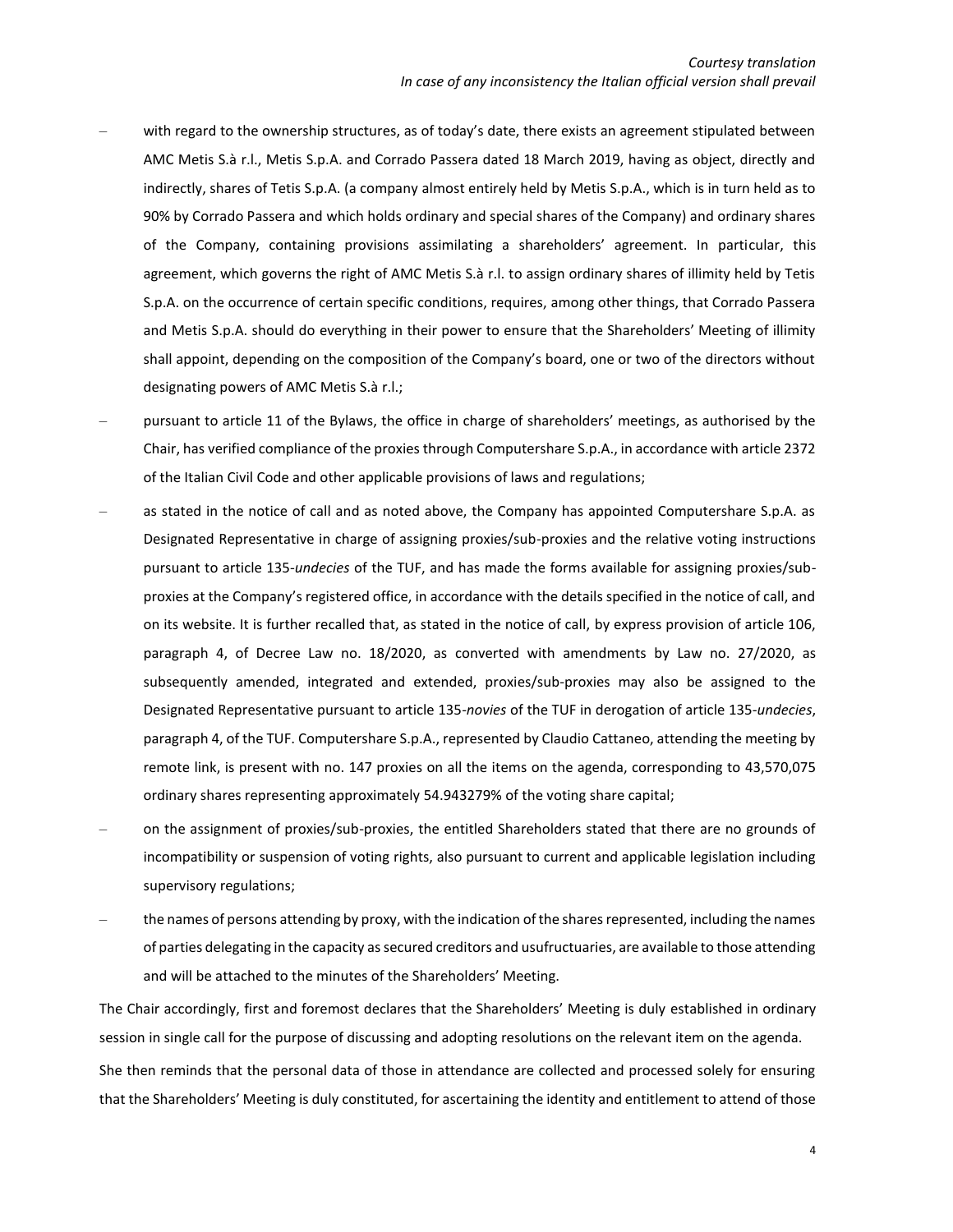- with regard to the ownership structures, as of today's date, there exists an agreement stipulated between AMC Metis S.à r.l., Metis S.p.A. and Corrado Passera dated 18 March 2019, having as object, directly and indirectly, shares of Tetis S.p.A. (a company almost entirely held by Metis S.p.A., which is in turn held as to 90% by Corrado Passera and which holds ordinary and special shares of the Company) and ordinary shares of the Company, containing provisions assimilating a shareholders' agreement. In particular, this agreement, which governs the right of AMC Metis S.à r.l. to assign ordinary shares of illimity held by Tetis S.p.A. on the occurrence of certain specific conditions, requires, among other things, that Corrado Passera and Metis S.p.A. should do everything in their power to ensure that the Shareholders' Meeting of illimity shall appoint, depending on the composition of the Company's board, one or two of the directors without designating powers of AMC Metis S.à r.l.;
- pursuant to article 11 of the Bylaws, the office in charge of shareholders' meetings, as authorised by the Chair, has verified compliance of the proxies through Computershare S.p.A., in accordance with article 2372 of the Italian Civil Code and other applicable provisions of laws and regulations;
- as stated in the notice of call and as noted above, the Company has appointed Computershare S.p.A. as Designated Representative in charge of assigning proxies/sub-proxies and the relative voting instructions pursuant to article 135-*undecies* of the TUF, and has made the forms available for assigning proxies/sub-proxies at the Company's registered office, in accordance with the details specified in the notice of call, and on its website. It is further recalled that, as stated in the notice of call, by express provision of article 106, paragraph 4, of Decree Law no. 18/2020, as converted with amendments by Law no. 27/2020, as subsequently amended, integrated and extended, proxies/sub-proxies may also be assigned to the Designated Representative pursuant to article 135-*novies* of the TUF in derogation of article 135-*undecies*, paragraph 4, of the TUF. Computershare S.p.A., represented by Claudio Cattaneo, attending the meeting by remote link, is present with no. 147 proxies on all the items on the agenda, corresponding to 43,570,075 ordinary shares representing approximately 54.943279% of the voting share capital;
- on the assignment of proxies/sub-proxies, the entitled Shareholders stated that there are no grounds of incompatibility or suspension of voting rights, also pursuant to current and applicable legislation including supervisory regulations;
- the names of persons attending by proxy, with the indication of the shares represented, including the names of parties delegating in the capacity as secured creditors and usufructuaries, are available to those attending and will be attached to the minutes of the Shareholders' Meeting.

The Chair accordingly, first and foremost declares that the Shareholders' Meeting is duly established in ordinary session in single call for the purpose of discussing and adopting resolutions on the relevant item on the agenda.

She then reminds that the personal data of those in attendance are collected and processed solely for ensuring that the Shareholders' Meeting is duly constituted, for ascertaining the identity and entitlement to attend of those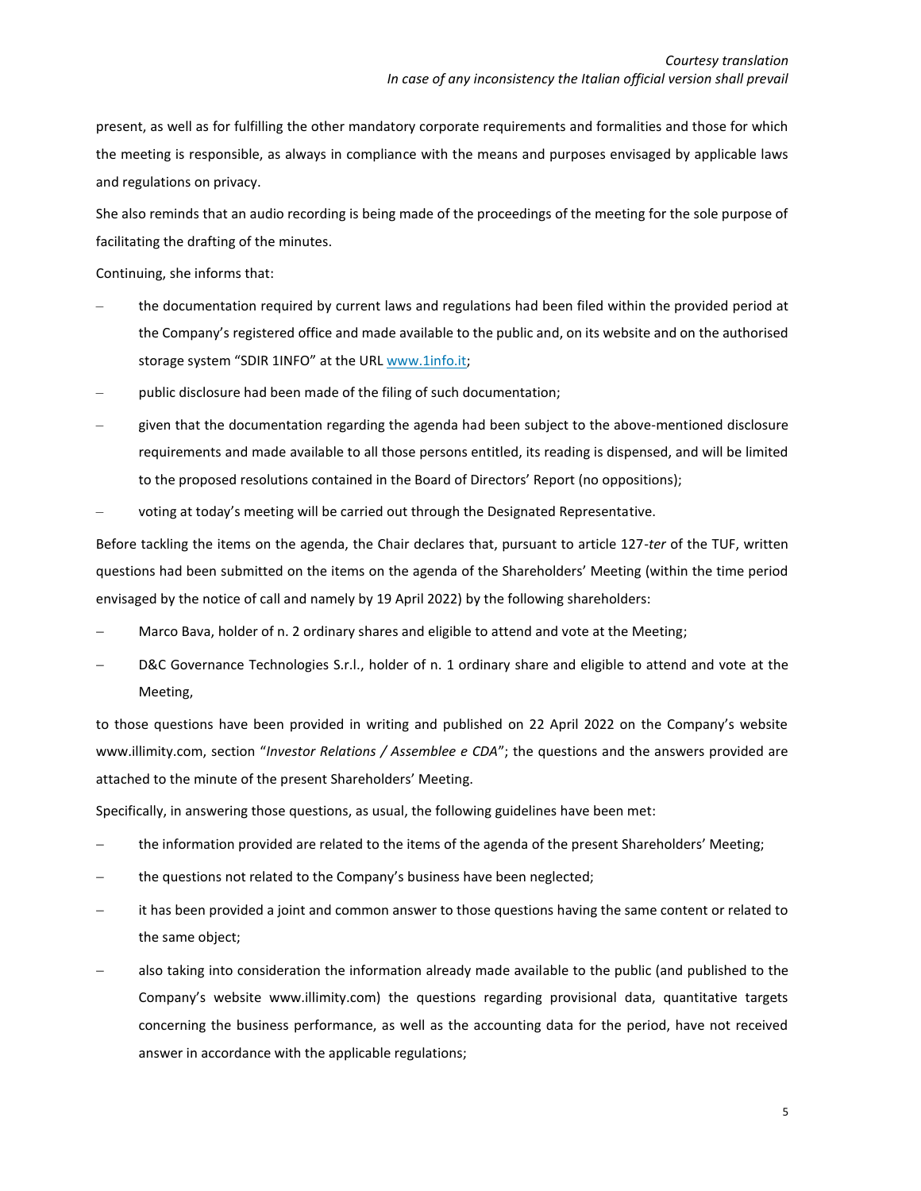present, as well as for fulfilling the other mandatory corporate requirements and formalities and those for which the meeting is responsible, as always in compliance with the means and purposes envisaged by applicable laws and regulations on privacy.

She also reminds that an audio recording is being made of the proceedings of the meeting for the sole purpose of facilitating the drafting of the minutes.

Continuing, she informs that:

- the documentation required by current laws and regulations had been filed within the provided period at the Company's registered office and made available to the public and, on its website and on the authorised storage system "SDIR 1INFO" at the URL www.1info.it;
- public disclosure had been made of the filing of such documentation;
- given that the documentation regarding the agenda had been subject to the above-mentioned disclosure requirements and made available to all those persons entitled, its reading is dispensed, and will be limited to the proposed resolutions contained in the Board of Directors' Report (no oppositions);
- voting at today's meeting will be carried out through the Designated Representative.

Before tackling the items on the agenda, the Chair declares that, pursuant to article 127-*ter* of the TUF, written questions had been submitted on the items on the agenda of the Shareholders' Meeting (within the time period envisaged by the notice of call and namely by 19 April 2022) by the following shareholders:

- Marco Bava, holder of n. 2 ordinary shares and eligible to attend and vote at the Meeting;
- D&C Governance Technologies S.r.l., holder of n. 1 ordinary share and eligible to attend and vote at the Meeting,

to those questions have been provided in writing and published on 22 April 2022 on the Company's website www.illimity.com, section "*Investor Relations / Assemblee e CDA*"; the questions and the answers provided are attached to the minute of the present Shareholders' Meeting.

Specifically, in answering those questions, as usual, the following guidelines have been met:

- the information provided are related to the items of the agenda of the present Shareholders' Meeting;
- the questions not related to the Company's business have been neglected;
- it has been provided a joint and common answer to those questions having the same content or related to the same object;
- also taking into consideration the information already made available to the public (and published to the Company's website www.illimity.com) the questions regarding provisional data, quantitative targets concerning the business performance, as well as the accounting data for the period, have not received answer in accordance with the applicable regulations;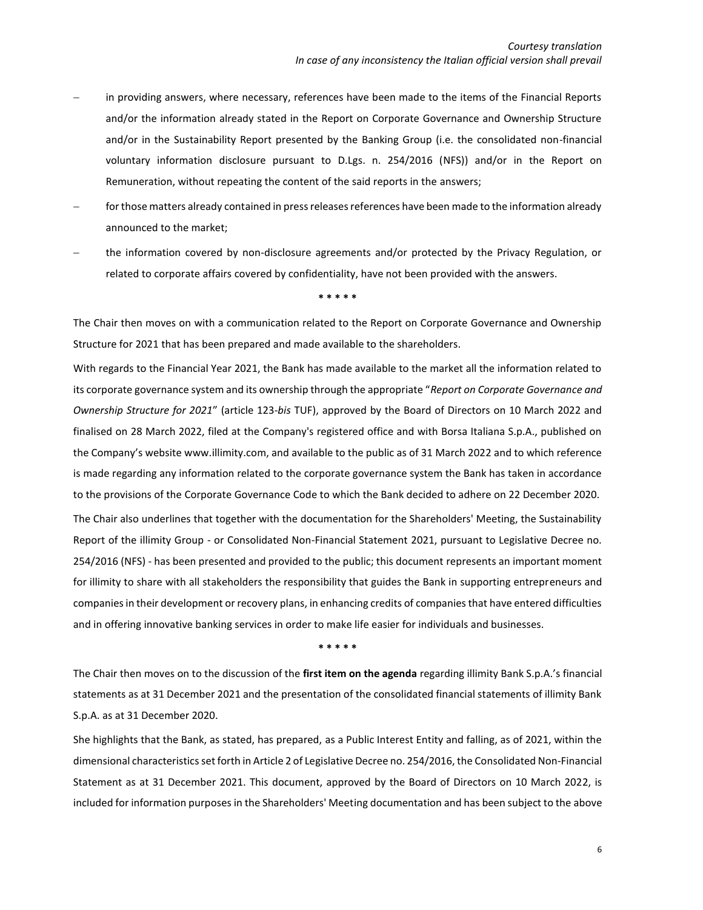- in providing answers, where necessary, references have been made to the items of the Financial Reports and/or the information already stated in the Report on Corporate Governance and Ownership Structure and/or in the Sustainability Report presented by the Banking Group (i.e. the consolidated non-financial voluntary information disclosure pursuant to D.Lgs. n. 254/2016 (NFS)) and/or in the Report on Remuneration, without repeating the content of the said reports in the answers;
- for those matters already contained in press releases references have been made to the information already announced to the market;
- the information covered by non-disclosure agreements and/or protected by the Privacy Regulation, or related to corporate affairs covered by confidentiality, have not been provided with the answers.

\* \* \* \* \*

The Chair then moves on with a communication related to the Report on Corporate Governance and Ownership Structure for 2021 that has been prepared and made available to the shareholders.

With regards to the Financial Year 2021, the Bank has made available to the market all the information related to its corporate governance system and its ownership through the appropriate "*Report on Corporate Governance and Ownership Structure for 2021*" (article 123-*bis* TUF), approved by the Board of Directors on 10 March 2022 and finalised on 28 March 2022, filed at the Company's registered office and with Borsa Italiana S.p.A., published on the Company's website www.illimity.com, and available to the public as of 31 March 2022 and to which reference is made regarding any information related to the corporate governance system the Bank has taken in accordance to the provisions of the Corporate Governance Code to which the Bank decided to adhere on 22 December 2020.

The Chair also underlines that together with the documentation for the Shareholders' Meeting, the Sustainability Report of the illimity Group - or Consolidated Non-Financial Statement 2021, pursuant to Legislative Decree no. 254/2016 (NFS) - has been presented and provided to the public; this document represents an important moment for illimity to share with all stakeholders the responsibility that guides the Bank in supporting entrepreneurs and companies in their development or recovery plans, in enhancing credits of companies that have entered difficulties and in offering innovative banking services in order to make life easier for individuals and businesses.

\* \* \* \* \*

The Chair then moves on to the discussion of the **first item on the agenda** regarding illimity Bank S.p.A.'s financial statements as at 31 December 2021 and the presentation of the consolidated financial statements of illimity Bank S.p.A. as at 31 December 2020.

She highlights that the Bank, as stated, has prepared, as a Public Interest Entity and falling, as of 2021, within the dimensional characteristics set forth in Article 2 of Legislative Decree no. 254/2016, the Consolidated Non-Financial Statement as at 31 December 2021. This document, approved by the Board of Directors on 10 March 2022, is included for information purposes in the Shareholders' Meeting documentation and has been subject to the above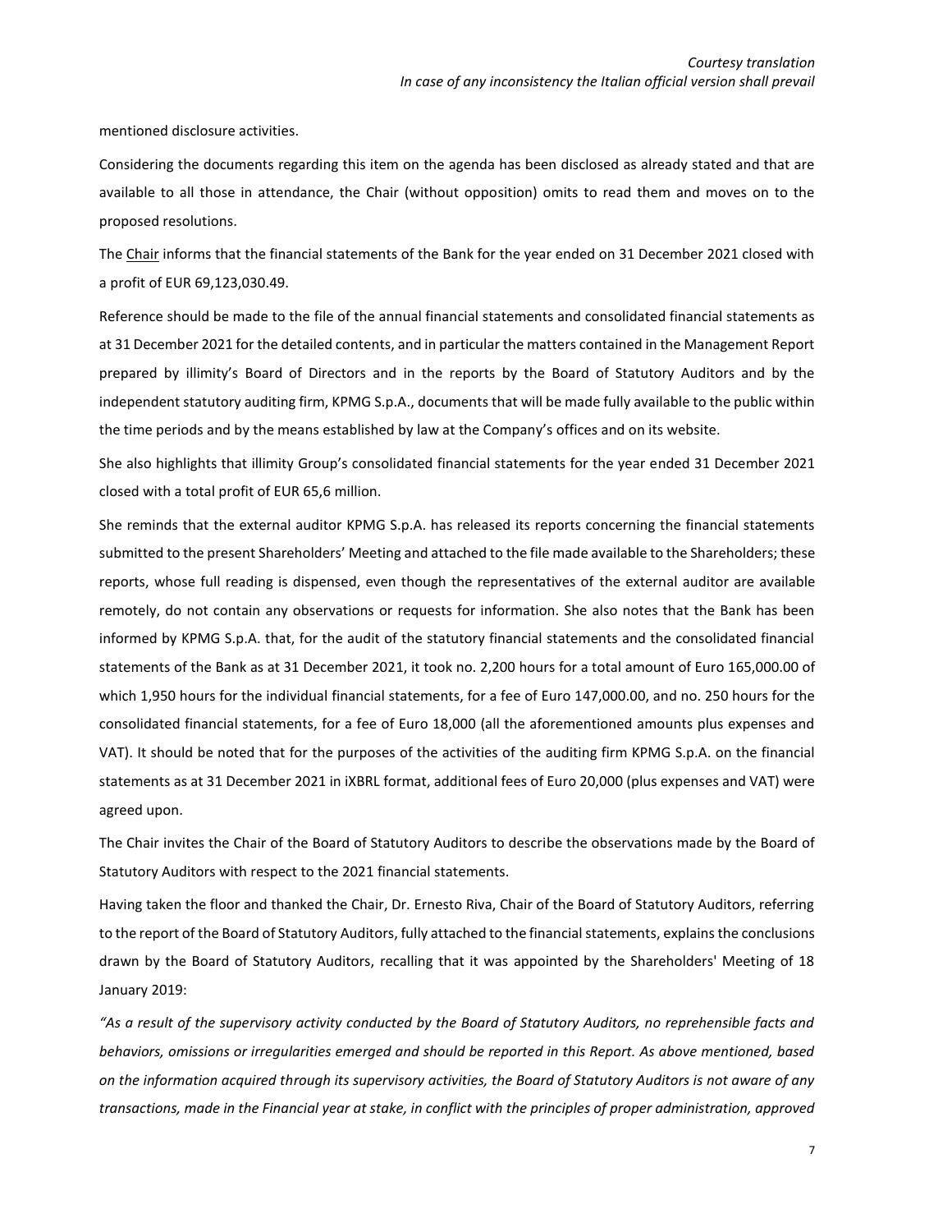mentioned disclosure activities.

Considering the documents regarding this item on the agenda has been disclosed as already stated and that are available to all those in attendance, the Chair (without opposition) omits to read them and moves on to the proposed resolutions.

The Chair informs that the financial statements of the Bank for the year ended on 31 December 2021 closed with a profit of EUR 69,123,030.49.

Reference should be made to the file of the annual financial statements and consolidated financial statements as at 31 December 2021 for the detailed contents, and in particular the matters contained in the Management Report prepared by illimity's Board of Directors and in the reports by the Board of Statutory Auditors and by the independent statutory auditing firm, KPMG S.p.A., documents that will be made fully available to the public within the time periods and by the means established by law at the Company's offices and on its website.

She also highlights that illimity Group's consolidated financial statements for the year ended 31 December 2021 closed with a total profit of EUR 65,6 million.

She reminds that the external auditor KPMG S.p.A. has released its reports concerning the financial statements submitted to the present Shareholders' Meeting and attached to the file made available to the Shareholders; these reports, whose full reading is dispensed, even though the representatives of the external auditor are available remotely, do not contain any observations or requests for information. She also notes that the Bank has been informed by KPMG S.p.A. that, for the audit of the statutory financial statements and the consolidated financial statements of the Bank as at 31 December 2021, it took no. 2,200 hours for a total amount of Euro 165,000.00 of which 1,950 hours for the individual financial statements, for a fee of Euro 147,000.00, and no. 250 hours for the consolidated financial statements, for a fee of Euro 18,000 (all the aforementioned amounts plus expenses and VAT). It should be noted that for the purposes of the activities of the auditing firm KPMG S.p.A. on the financial statements as at 31 December 2021 in iXBRL format, additional fees of Euro 20,000 (plus expenses and VAT) were agreed upon.

The Chair invites the Chair of the Board of Statutory Auditors to describe the observations made by the Board of Statutory Auditors with respect to the 2021 financial statements.

Having taken the floor and thanked the Chair, Dr. Ernesto Riva, Chair of the Board of Statutory Auditors, referring to the report of the Board of Statutory Auditors, fully attached to the financial statements, explains the conclusions drawn by the Board of Statutory Auditors, recalling that it was appointed by the Shareholders' Meeting of 18 January 2019:

*"As a result of the supervisory activity conducted by the Board of Statutory Auditors, no reprehensible facts and behaviors, omissions or irregularities emerged and should be reported in this Report. As above mentioned, based on the information acquired through its supervisory activities, the Board of Statutory Auditors is not aware of any transactions, made in the Financial year at stake, in conflict with the principles of proper administration, approved*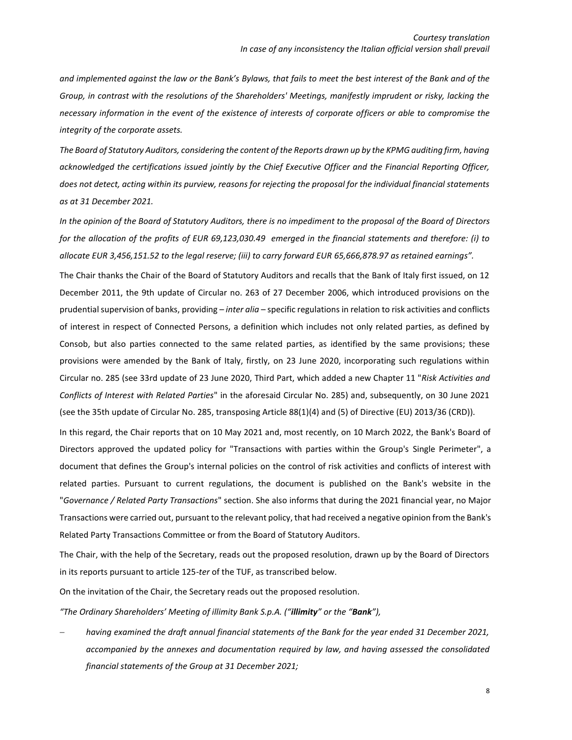*and implemented against the law or the Bank's Bylaws, that fails to meet the best interest of the Bank and of the Group, in contrast with the resolutions of the Shareholders' Meetings, manifestly imprudent or risky, lacking the necessary information in the event of the existence of interests of corporate officers or able to compromise the integrity of the corporate assets.*

*The Board of Statutory Auditors, considering the content of the Reports drawn up by the KPMG auditing firm, having acknowledged the certifications issued jointly by the Chief Executive Officer and the Financial Reporting Officer, does not detect, acting within its purview, reasons for rejecting the proposal for the individual financial statements as at 31 December 2021.*

*In the opinion of the Board of Statutory Auditors, there is no impediment to the proposal of the Board of Directors for the allocation of the profits of EUR 69,123,030.49 emerged in the financial statements and therefore: (i) to allocate EUR 3,456,151.52 to the legal reserve; (iii) to carry forward EUR 65,666,878.97 as retained earnings".*

The Chair thanks the Chair of the Board of Statutory Auditors and recalls that the Bank of Italy first issued, on 12 December 2011, the 9th update of Circular no. 263 of 27 December 2006, which introduced provisions on the prudential supervision of banks, providing – *inter alia* – specific regulations in relation to risk activities and conflicts of interest in respect of Connected Persons, a definition which includes not only related parties, as defined by Consob, but also parties connected to the same related parties, as identified by the same provisions; these provisions were amended by the Bank of Italy, firstly, on 23 June 2020, incorporating such regulations within Circular no. 285 (see 33rd update of 23 June 2020, Third Part, which added a new Chapter 11 "*Risk Activities and Conflicts of Interest with Related Parties*" in the aforesaid Circular No. 285) and, subsequently, on 30 June 2021 (see the 35th update of Circular No. 285, transposing Article 88(1)(4) and (5) of Directive (EU) 2013/36 (CRD)).

In this regard, the Chair reports that on 10 May 2021 and, most recently, on 10 March 2022, the Bank's Board of Directors approved the updated policy for "Transactions with parties within the Group's Single Perimeter", a document that defines the Group's internal policies on the control of risk activities and conflicts of interest with related parties. Pursuant to current regulations, the document is published on the Bank's website in the "*Governance / Related Party Transactions*" section. She also informs that during the 2021 financial year, no Major Transactions were carried out, pursuant to the relevant policy, that had received a negative opinion from the Bank's Related Party Transactions Committee or from the Board of Statutory Auditors.

The Chair, with the help of the Secretary, reads out the proposed resolution, drawn up by the Board of Directors in its reports pursuant to article 125-*ter* of the TUF, as transcribed below.

On the invitation of the Chair, the Secretary reads out the proposed resolution.

*"The Ordinary Shareholders' Meeting of illimity Bank S.p.A. ("**illimity**" or the "**Bank**"),*

- *having examined the draft annual financial statements of the Bank for the year ended 31 December 2021, accompanied by the annexes and documentation required by law, and having assessed the consolidated financial statements of the Group at 31 December 2021;*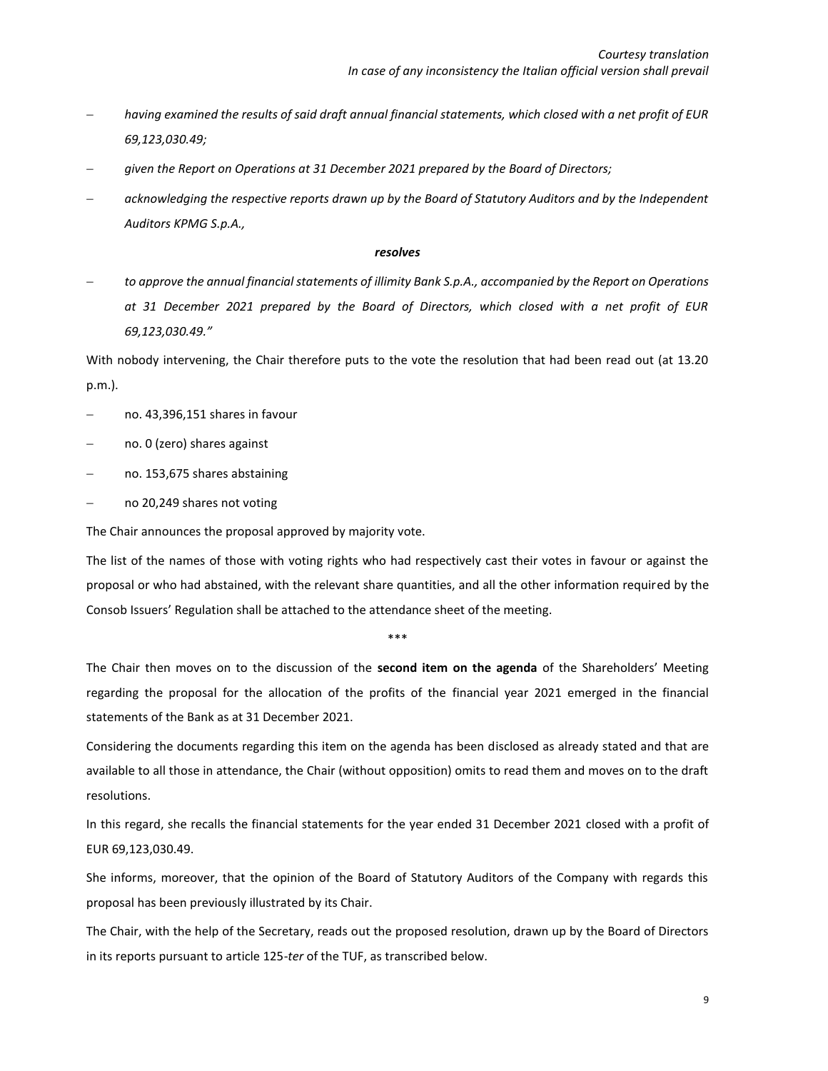- *having examined the results of said draft annual financial statements, which closed with a net profit of EUR 69,123,030.49;*
- *given the Report on Operations at 31 December 2021 prepared by the Board of Directors;*
- *acknowledging the respective reports drawn up by the Board of Statutory Auditors and by the Independent Auditors KPMG S.p.A.,*

***resolves***

- *to approve the annual financial statements of illimity Bank S.p.A., accompanied by the Report on Operations at 31 December 2021 prepared by the Board of Directors, which closed with a net profit of EUR 69,123,030.49."*

With nobody intervening, the Chair therefore puts to the vote the resolution that had been read out (at 13.20 p.m.).

- no. 43,396,151 shares in favour
- no. 0 (zero) shares against
- no. 153,675 shares abstaining
- no 20,249 shares not voting

The Chair announces the proposal approved by majority vote.

The list of the names of those with voting rights who had respectively cast their votes in favour or against the proposal or who had abstained, with the relevant share quantities, and all the other information required by the Consob Issuers' Regulation shall be attached to the attendance sheet of the meeting.

\*\*\*

The Chair then moves on to the discussion of the **second item on the agenda** of the Shareholders' Meeting regarding the proposal for the allocation of the profits of the financial year 2021 emerged in the financial statements of the Bank as at 31 December 2021.

Considering the documents regarding this item on the agenda has been disclosed as already stated and that are available to all those in attendance, the Chair (without opposition) omits to read them and moves on to the draft resolutions.

In this regard, she recalls the financial statements for the year ended 31 December 2021 closed with a profit of EUR 69,123,030.49.

She informs, moreover, that the opinion of the Board of Statutory Auditors of the Company with regards this proposal has been previously illustrated by its Chair.

The Chair, with the help of the Secretary, reads out the proposed resolution, drawn up by the Board of Directors in its reports pursuant to article 125-*ter* of the TUF, as transcribed below.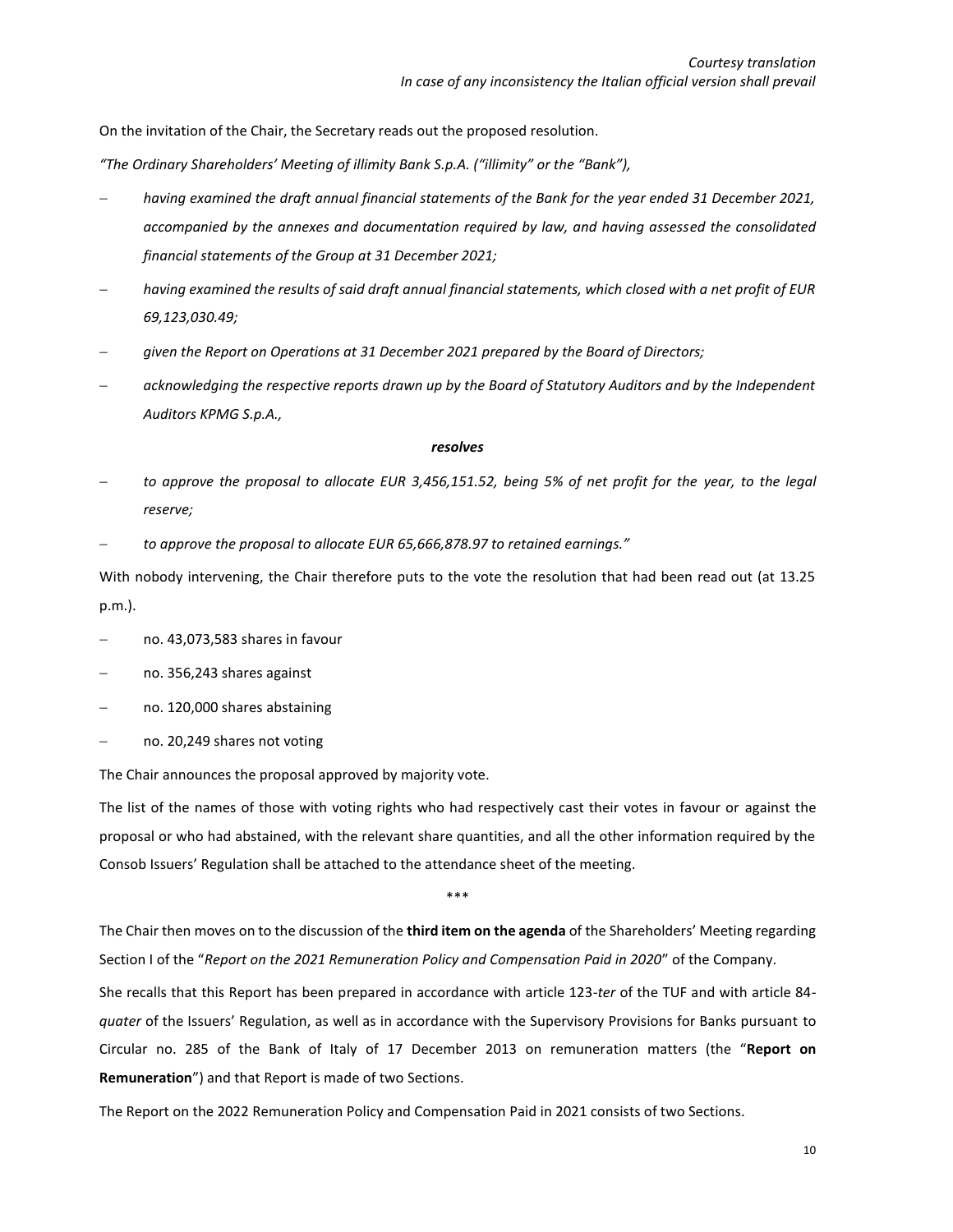On the invitation of the Chair, the Secretary reads out the proposed resolution.

*"The Ordinary Shareholders' Meeting of illimity Bank S.p.A. ("illimity" or the "Bank"),*

- *having examined the draft annual financial statements of the Bank for the year ended 31 December 2021, accompanied by the annexes and documentation required by law, and having assessed the consolidated financial statements of the Group at 31 December 2021;*
- *having examined the results of said draft annual financial statements, which closed with a net profit of EUR 69,123,030.49;*
- *given the Report on Operations at 31 December 2021 prepared by the Board of Directors;*
- *acknowledging the respective reports drawn up by the Board of Statutory Auditors and by the Independent Auditors KPMG S.p.A.,*

***resolves***

- *to approve the proposal to allocate EUR 3,456,151.52, being 5% of net profit for the year, to the legal reserve;*
- *to approve the proposal to allocate EUR 65,666,878.97 to retained earnings."*

With nobody intervening, the Chair therefore puts to the vote the resolution that had been read out (at 13.25 p.m.).

- no. 43,073,583 shares in favour
- no. 356,243 shares against
- no. 120,000 shares abstaining
- no. 20,249 shares not voting

The Chair announces the proposal approved by majority vote.

The list of the names of those with voting rights who had respectively cast their votes in favour or against the proposal or who had abstained, with the relevant share quantities, and all the other information required by the Consob Issuers' Regulation shall be attached to the attendance sheet of the meeting.

\*\*\*

The Chair then moves on to the discussion of the **third item on the agenda** of the Shareholders' Meeting regarding Section I of the "*Report on the 2021 Remuneration Policy and Compensation Paid in 2020*" of the Company.

She recalls that this Report has been prepared in accordance with article 123-*ter* of the TUF and with article 84-*quater* of the Issuers' Regulation, as well as in accordance with the Supervisory Provisions for Banks pursuant to Circular no. 285 of the Bank of Italy of 17 December 2013 on remuneration matters (the "**Report on Remuneration**") and that Report is made of two Sections.

The Report on the 2022 Remuneration Policy and Compensation Paid in 2021 consists of two Sections.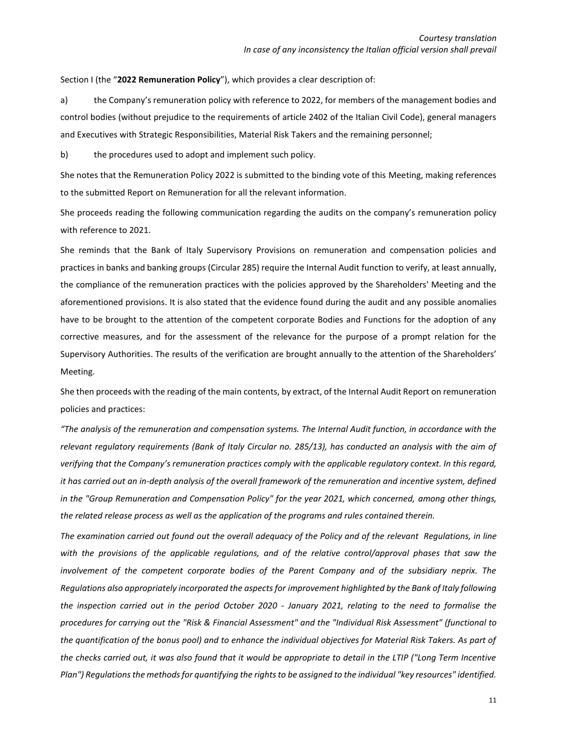Section I (the "**2022 Remuneration Policy**"), which provides a clear description of:

a) the Company's remuneration policy with reference to 2022, for members of the management bodies and control bodies (without prejudice to the requirements of article 2402 of the Italian Civil Code), general managers and Executives with Strategic Responsibilities, Material Risk Takers and the remaining personnel;

b) the procedures used to adopt and implement such policy.

She notes that the Remuneration Policy 2022 is submitted to the binding vote of this Meeting, making references to the submitted Report on Remuneration for all the relevant information.

She proceeds reading the following communication regarding the audits on the company's remuneration policy with reference to 2021.

She reminds that the Bank of Italy Supervisory Provisions on remuneration and compensation policies and practices in banks and banking groups (Circular 285) require the Internal Audit function to verify, at least annually, the compliance of the remuneration practices with the policies approved by the Shareholders' Meeting and the aforementioned provisions. It is also stated that the evidence found during the audit and any possible anomalies have to be brought to the attention of the competent corporate Bodies and Functions for the adoption of any corrective measures, and for the assessment of the relevance for the purpose of a prompt relation for the Supervisory Authorities. The results of the verification are brought annually to the attention of the Shareholders' Meeting.

She then proceeds with the reading of the main contents, by extract, of the Internal Audit Report on remuneration policies and practices:

*"The analysis of the remuneration and compensation systems. The Internal Audit function, in accordance with the relevant regulatory requirements (Bank of Italy Circular no. 285/13), has conducted an analysis with the aim of verifying that the Company's remuneration practices comply with the applicable regulatory context. In this regard, it has carried out an in-depth analysis of the overall framework of the remuneration and incentive system, defined in the "Group Remuneration and Compensation Policy" for the year 2021, which concerned, among other things, the related release process as well as the application of the programs and rules contained therein.*

*The examination carried out found out the overall adequacy of the Policy and of the relevant Regulations, in line with the provisions of the applicable regulations, and of the relative control/approval phases that saw the involvement of the competent corporate bodies of the Parent Company and of the subsidiary neprix. The Regulations also appropriately incorporated the aspects for improvement highlighted by the Bank of Italy following the inspection carried out in the period October 2020 - January 2021, relating to the need to formalise the procedures for carrying out the "Risk & Financial Assessment" and the "Individual Risk Assessment" (functional to the quantification of the bonus pool) and to enhance the individual objectives for Material Risk Takers. As part of the checks carried out, it was also found that it would be appropriate to detail in the LTIP ("Long Term Incentive Plan") Regulations the methods for quantifying the rights to be assigned to the individual "key resources" identified.*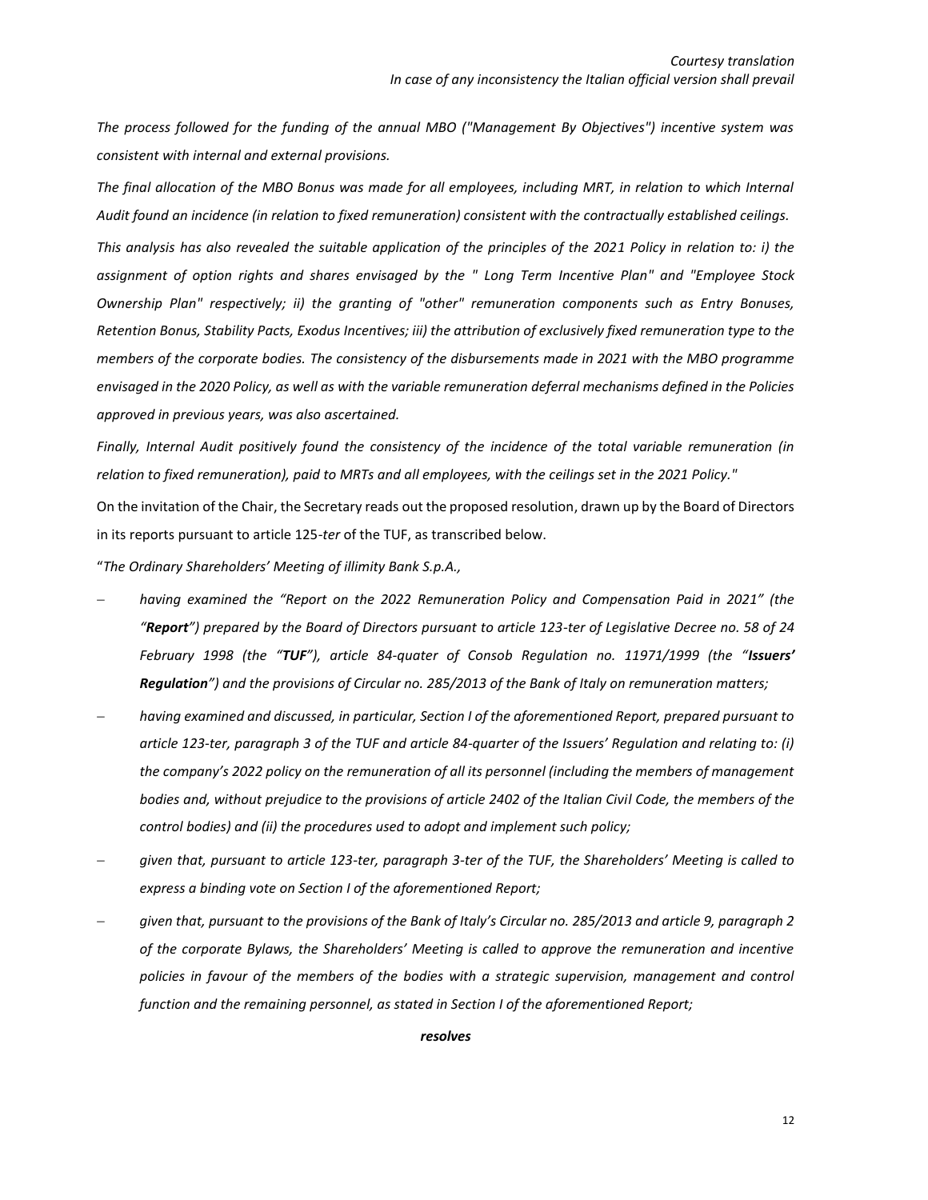*The process followed for the funding of the annual MBO ("Management By Objectives") incentive system was consistent with internal and external provisions.*

*The final allocation of the MBO Bonus was made for all employees, including MRT, in relation to which Internal Audit found an incidence (in relation to fixed remuneration) consistent with the contractually established ceilings.*

*This analysis has also revealed the suitable application of the principles of the 2021 Policy in relation to: i) the assignment of option rights and shares envisaged by the " Long Term Incentive Plan" and "Employee Stock Ownership Plan" respectively; ii) the granting of "other" remuneration components such as Entry Bonuses, Retention Bonus, Stability Pacts, Exodus Incentives; iii) the attribution of exclusively fixed remuneration type to the members of the corporate bodies. The consistency of the disbursements made in 2021 with the MBO programme envisaged in the 2020 Policy, as well as with the variable remuneration deferral mechanisms defined in the Policies approved in previous years, was also ascertained.*

*Finally, Internal Audit positively found the consistency of the incidence of the total variable remuneration (in relation to fixed remuneration), paid to MRTs and all employees, with the ceilings set in the 2021 Policy."*

On the invitation of the Chair, the Secretary reads out the proposed resolution, drawn up by the Board of Directors in its reports pursuant to article 125-*ter* of the TUF, as transcribed below.

"*The Ordinary Shareholders' Meeting of illimity Bank S.p.A.,*

- *having examined the "Report on the 2022 Remuneration Policy and Compensation Paid in 2021" (the "**Report**") prepared by the Board of Directors pursuant to article 123-ter of Legislative Decree no. 58 of 24 February 1998 (the "**TUF**"), article 84-quater of Consob Regulation no. 11971/1999 (the "**Issuers' Regulation**") and the provisions of Circular no. 285/2013 of the Bank of Italy on remuneration matters;*
- *having examined and discussed, in particular, Section I of the aforementioned Report, prepared pursuant to article 123-ter, paragraph 3 of the TUF and article 84-quarter of the Issuers' Regulation and relating to: (i) the company's 2022 policy on the remuneration of all its personnel (including the members of management bodies and, without prejudice to the provisions of article 2402 of the Italian Civil Code, the members of the control bodies) and (ii) the procedures used to adopt and implement such policy;*
- *given that, pursuant to article 123-ter, paragraph 3-ter of the TUF, the Shareholders' Meeting is called to express a binding vote on Section I of the aforementioned Report;*
- *given that, pursuant to the provisions of the Bank of Italy's Circular no. 285/2013 and article 9, paragraph 2 of the corporate Bylaws, the Shareholders' Meeting is called to approve the remuneration and incentive policies in favour of the members of the bodies with a strategic supervision, management and control function and the remaining personnel, as stated in Section I of the aforementioned Report;*

***resolves***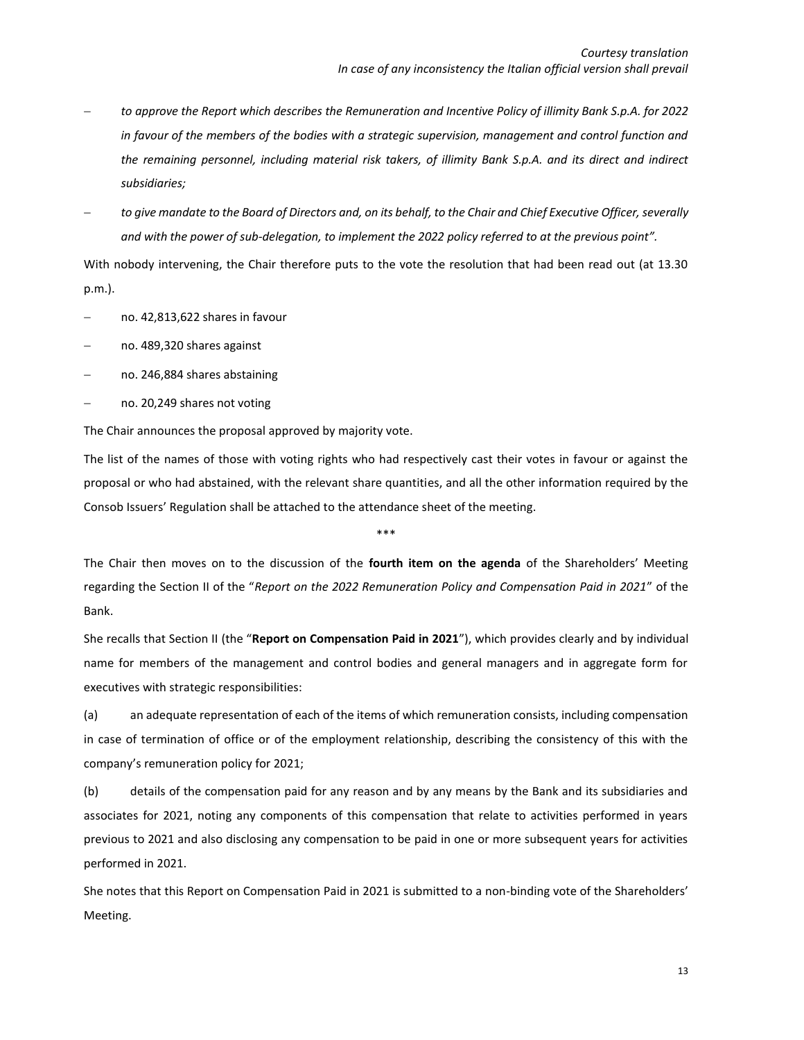- *to approve the Report which describes the Remuneration and Incentive Policy of illimity Bank S.p.A. for 2022 in favour of the members of the bodies with a strategic supervision, management and control function and the remaining personnel, including material risk takers, of illimity Bank S.p.A. and its direct and indirect subsidiaries;*
- *to give mandate to the Board of Directors and, on its behalf, to the Chair and Chief Executive Officer, severally and with the power of sub-delegation, to implement the 2022 policy referred to at the previous point".*

With nobody intervening, the Chair therefore puts to the vote the resolution that had been read out (at 13.30 p.m.).

- no. 42,813,622 shares in favour
- no. 489,320 shares against
- no. 246,884 shares abstaining
- no. 20,249 shares not voting

The Chair announces the proposal approved by majority vote.

The list of the names of those with voting rights who had respectively cast their votes in favour or against the proposal or who had abstained, with the relevant share quantities, and all the other information required by the Consob Issuers' Regulation shall be attached to the attendance sheet of the meeting.

\*\*\*

The Chair then moves on to the discussion of the **fourth item on the agenda** of the Shareholders' Meeting regarding the Section II of the "*Report on the 2022 Remuneration Policy and Compensation Paid in 2021*" of the Bank.

She recalls that Section II (the "**Report on Compensation Paid in 2021**"), which provides clearly and by individual name for members of the management and control bodies and general managers and in aggregate form for executives with strategic responsibilities:

(a) an adequate representation of each of the items of which remuneration consists, including compensation in case of termination of office or of the employment relationship, describing the consistency of this with the company's remuneration policy for 2021;

(b) details of the compensation paid for any reason and by any means by the Bank and its subsidiaries and associates for 2021, noting any components of this compensation that relate to activities performed in years previous to 2021 and also disclosing any compensation to be paid in one or more subsequent years for activities performed in 2021.

She notes that this Report on Compensation Paid in 2021 is submitted to a non-binding vote of the Shareholders' Meeting.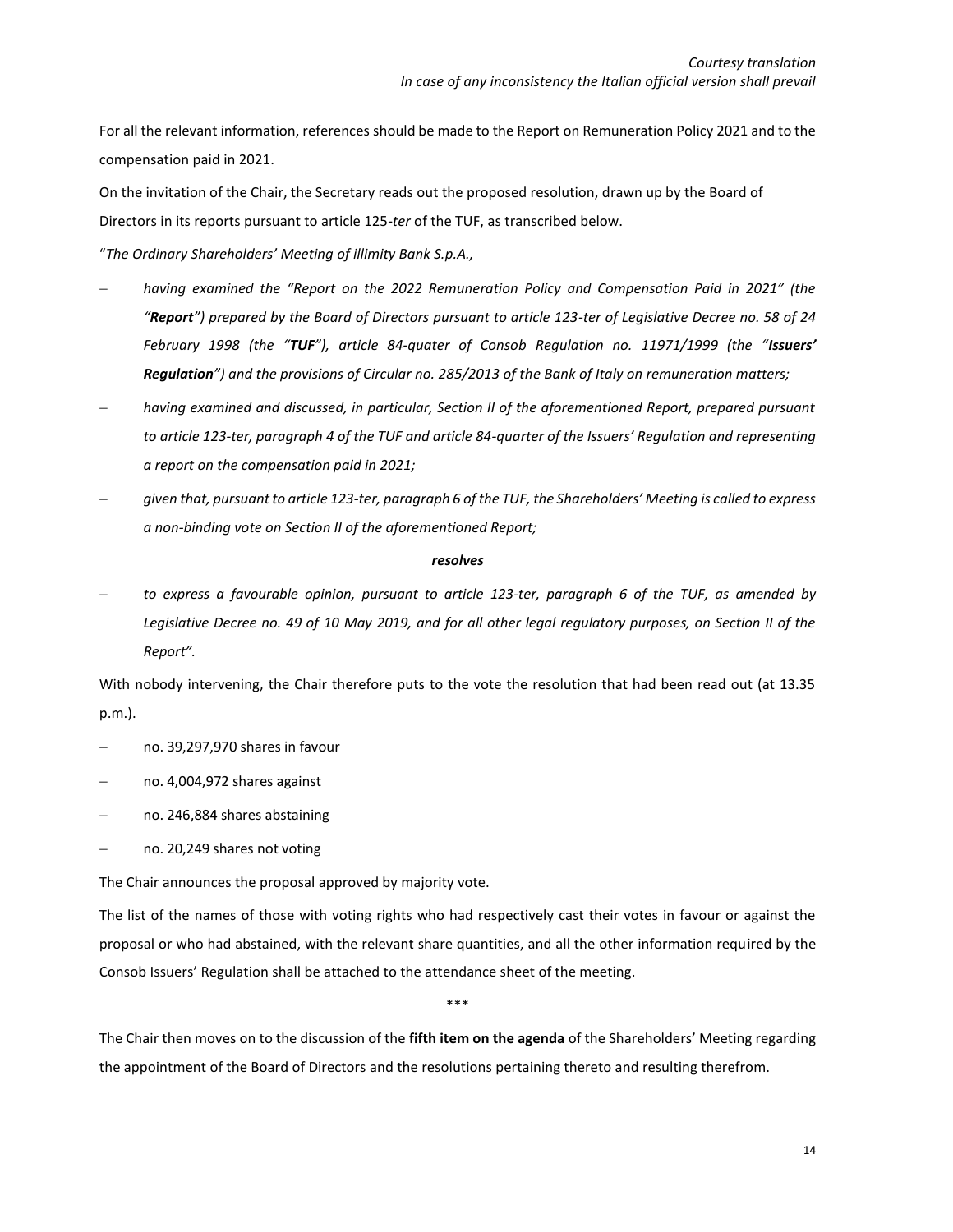*Courtesy translation*
*In case of any inconsistency the Italian official version shall prevail*

For all the relevant information, references should be made to the Report on Remuneration Policy 2021 and to the compensation paid in 2021.

On the invitation of the Chair, the Secretary reads out the proposed resolution, drawn up by the Board of Directors in its reports pursuant to article 125-*ter* of the TUF, as transcribed below.

"*The Ordinary Shareholders' Meeting of illimity Bank S.p.A.,*

- *having examined the "Report on the 2022 Remuneration Policy and Compensation Paid in 2021" (the "**Report**") prepared by the Board of Directors pursuant to article 123-ter of Legislative Decree no. 58 of 24 February 1998 (the "**TUF**"), article 84-quater of Consob Regulation no. 11971/1999 (the "**Issuers' Regulation**") and the provisions of Circular no. 285/2013 of the Bank of Italy on remuneration matters;*
- *having examined and discussed, in particular, Section II of the aforementioned Report, prepared pursuant to article 123-ter, paragraph 4 of the TUF and article 84-quarter of the Issuers' Regulation and representing a report on the compensation paid in 2021;*
- *given that, pursuant to article 123-ter, paragraph 6 of the TUF, the Shareholders' Meeting is called to express a non-binding vote on Section II of the aforementioned Report;*

***resolves***

- *to express a favourable opinion, pursuant to article 123-ter, paragraph 6 of the TUF, as amended by Legislative Decree no. 49 of 10 May 2019, and for all other legal regulatory purposes, on Section II of the Report".*

With nobody intervening, the Chair therefore puts to the vote the resolution that had been read out (at 13.35 p.m.).

- no. 39,297,970 shares in favour
- no. 4,004,972 shares against
- no. 246,884 shares abstaining
- no. 20,249 shares not voting

The Chair announces the proposal approved by majority vote.

The list of the names of those with voting rights who had respectively cast their votes in favour or against the proposal or who had abstained, with the relevant share quantities, and all the other information required by the Consob Issuers' Regulation shall be attached to the attendance sheet of the meeting.

\*\*\*

The Chair then moves on to the discussion of the **fifth item on the agenda** of the Shareholders' Meeting regarding the appointment of the Board of Directors and the resolutions pertaining thereto and resulting therefrom.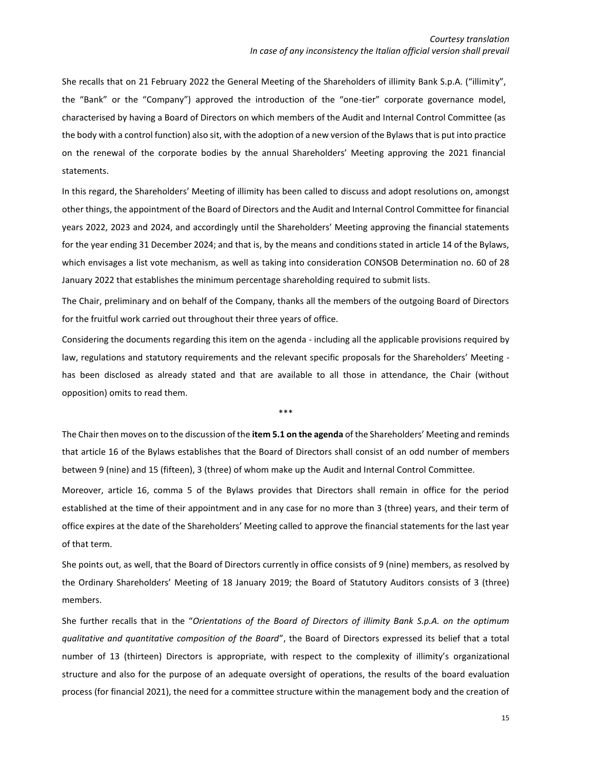She recalls that on 21 February 2022 the General Meeting of the Shareholders of illimity Bank S.p.A. ("illimity", the "Bank" or the "Company") approved the introduction of the "one-tier" corporate governance model, characterised by having a Board of Directors on which members of the Audit and Internal Control Committee (as the body with a control function) also sit, with the adoption of a new version of the Bylaws that is put into practice on the renewal of the corporate bodies by the annual Shareholders' Meeting approving the 2021 financial statements.

In this regard, the Shareholders' Meeting of illimity has been called to discuss and adopt resolutions on, amongst other things, the appointment of the Board of Directors and the Audit and Internal Control Committee for financial years 2022, 2023 and 2024, and accordingly until the Shareholders' Meeting approving the financial statements for the year ending 31 December 2024; and that is, by the means and conditions stated in article 14 of the Bylaws, which envisages a list vote mechanism, as well as taking into consideration CONSOB Determination no. 60 of 28 January 2022 that establishes the minimum percentage shareholding required to submit lists.

The Chair, preliminary and on behalf of the Company, thanks all the members of the outgoing Board of Directors for the fruitful work carried out throughout their three years of office.

Considering the documents regarding this item on the agenda - including all the applicable provisions required by law, regulations and statutory requirements and the relevant specific proposals for the Shareholders' Meeting - has been disclosed as already stated and that are available to all those in attendance, the Chair (without opposition) omits to read them.

***

The Chair then moves on to the discussion of the **item 5.1 on the agenda** of the Shareholders' Meeting and reminds that article 16 of the Bylaws establishes that the Board of Directors shall consist of an odd number of members between 9 (nine) and 15 (fifteen), 3 (three) of whom make up the Audit and Internal Control Committee.

Moreover, article 16, comma 5 of the Bylaws provides that Directors shall remain in office for the period established at the time of their appointment and in any case for no more than 3 (three) years, and their term of office expires at the date of the Shareholders' Meeting called to approve the financial statements for the last year of that term.

She points out, as well, that the Board of Directors currently in office consists of 9 (nine) members, as resolved by the Ordinary Shareholders' Meeting of 18 January 2019; the Board of Statutory Auditors consists of 3 (three) members.

She further recalls that in the "*Orientations of the Board of Directors of illimity Bank S.p.A. on the optimum qualitative and quantitative composition of the Board*", the Board of Directors expressed its belief that a total number of 13 (thirteen) Directors is appropriate, with respect to the complexity of illimity's organizational structure and also for the purpose of an adequate oversight of operations, the results of the board evaluation process (for financial 2021), the need for a committee structure within the management body and the creation of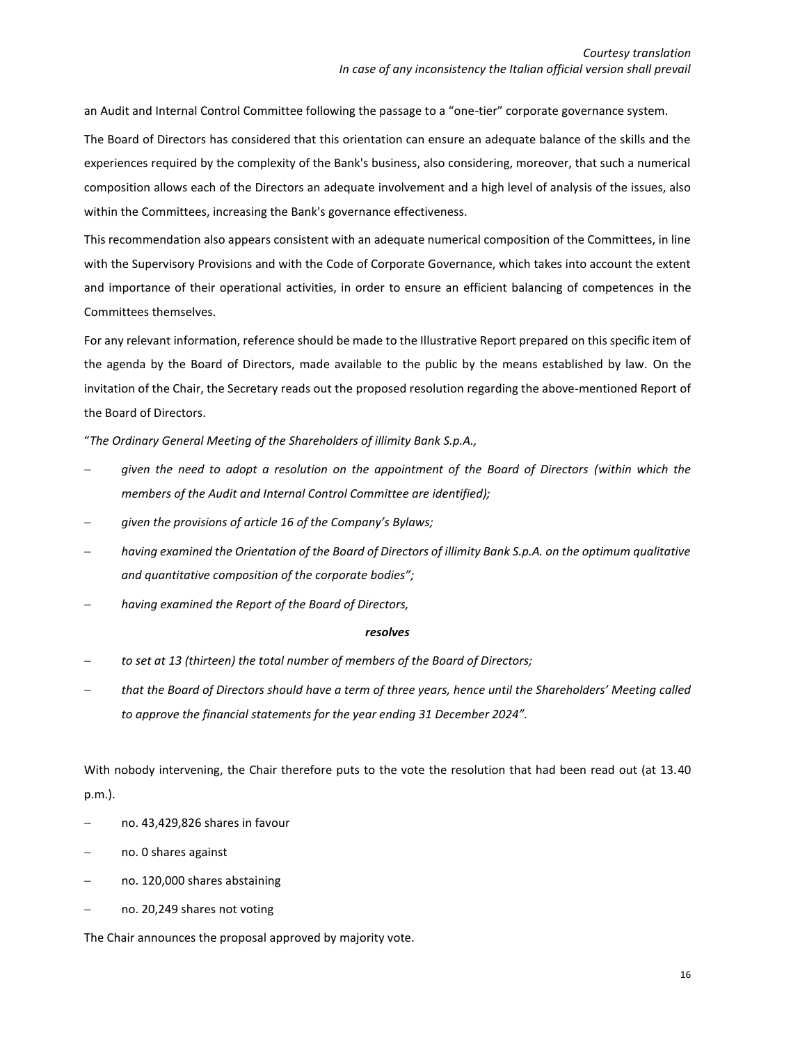an Audit and Internal Control Committee following the passage to a "one-tier" corporate governance system.

The Board of Directors has considered that this orientation can ensure an adequate balance of the skills and the experiences required by the complexity of the Bank's business, also considering, moreover, that such a numerical composition allows each of the Directors an adequate involvement and a high level of analysis of the issues, also within the Committees, increasing the Bank's governance effectiveness.

This recommendation also appears consistent with an adequate numerical composition of the Committees, in line with the Supervisory Provisions and with the Code of Corporate Governance, which takes into account the extent and importance of their operational activities, in order to ensure an efficient balancing of competences in the Committees themselves.

For any relevant information, reference should be made to the Illustrative Report prepared on this specific item of the agenda by the Board of Directors, made available to the public by the means established by law. On the invitation of the Chair, the Secretary reads out the proposed resolution regarding the above-mentioned Report of the Board of Directors.

"*The Ordinary General Meeting of the Shareholders of illimity Bank S.p.A.,*

- *given the need to adopt a resolution on the appointment of the Board of Directors (within which the members of the Audit and Internal Control Committee are identified);*
- *given the provisions of article 16 of the Company's Bylaws;*
- *having examined the Orientation of the Board of Directors of illimity Bank S.p.A. on the optimum qualitative and quantitative composition of the corporate bodies";*
- *having examined the Report of the Board of Directors,*

***resolves***

- *to set at 13 (thirteen) the total number of members of the Board of Directors;*
- *that the Board of Directors should have a term of three years, hence until the Shareholders' Meeting called to approve the financial statements for the year ending 31 December 2024".*

With nobody intervening, the Chair therefore puts to the vote the resolution that had been read out (at 13.40 p.m.).

- no. 43,429,826 shares in favour
- no. 0 shares against
- no. 120,000 shares abstaining
- no. 20,249 shares not voting

The Chair announces the proposal approved by majority vote.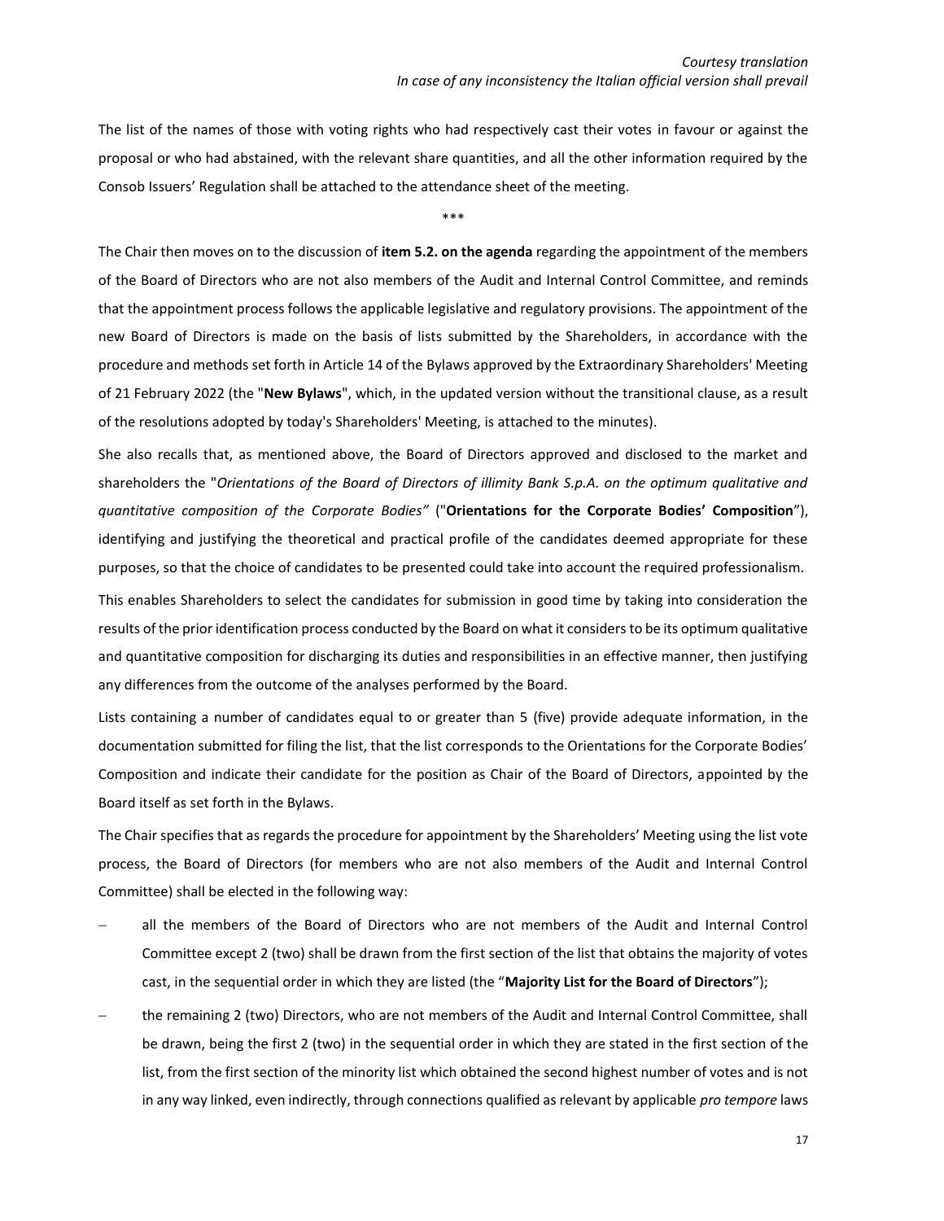The list of the names of those with voting rights who had respectively cast their votes in favour or against the proposal or who had abstained, with the relevant share quantities, and all the other information required by the Consob Issuers' Regulation shall be attached to the attendance sheet of the meeting.

\*\*\*

The Chair then moves on to the discussion of **item 5.2. on the agenda** regarding the appointment of the members of the Board of Directors who are not also members of the Audit and Internal Control Committee, and reminds that the appointment process follows the applicable legislative and regulatory provisions. The appointment of the new Board of Directors is made on the basis of lists submitted by the Shareholders, in accordance with the procedure and methods set forth in Article 14 of the Bylaws approved by the Extraordinary Shareholders' Meeting of 21 February 2022 (the "**New Bylaws**", which, in the updated version without the transitional clause, as a result of the resolutions adopted by today's Shareholders' Meeting, is attached to the minutes).

She also recalls that, as mentioned above, the Board of Directors approved and disclosed to the market and shareholders the "*Orientations of the Board of Directors of illimity Bank S.p.A. on the optimum qualitative and quantitative composition of the Corporate Bodies"* ("**Orientations for the Corporate Bodies' Composition**"), identifying and justifying the theoretical and practical profile of the candidates deemed appropriate for these purposes, so that the choice of candidates to be presented could take into account the required professionalism.

This enables Shareholders to select the candidates for submission in good time by taking into consideration the results of the prior identification process conducted by the Board on what it considers to be its optimum qualitative and quantitative composition for discharging its duties and responsibilities in an effective manner, then justifying any differences from the outcome of the analyses performed by the Board.

Lists containing a number of candidates equal to or greater than 5 (five) provide adequate information, in the documentation submitted for filing the list, that the list corresponds to the Orientations for the Corporate Bodies' Composition and indicate their candidate for the position as Chair of the Board of Directors, appointed by the Board itself as set forth in the Bylaws.

The Chair specifies that as regards the procedure for appointment by the Shareholders' Meeting using the list vote process, the Board of Directors (for members who are not also members of the Audit and Internal Control Committee) shall be elected in the following way:

- all the members of the Board of Directors who are not members of the Audit and Internal Control Committee except 2 (two) shall be drawn from the first section of the list that obtains the majority of votes cast, in the sequential order in which they are listed (the "**Majority List for the Board of Directors**");
- the remaining 2 (two) Directors, who are not members of the Audit and Internal Control Committee, shall be drawn, being the first 2 (two) in the sequential order in which they are stated in the first section of the list, from the first section of the minority list which obtained the second highest number of votes and is not in any way linked, even indirectly, through connections qualified as relevant by applicable *pro tempore* laws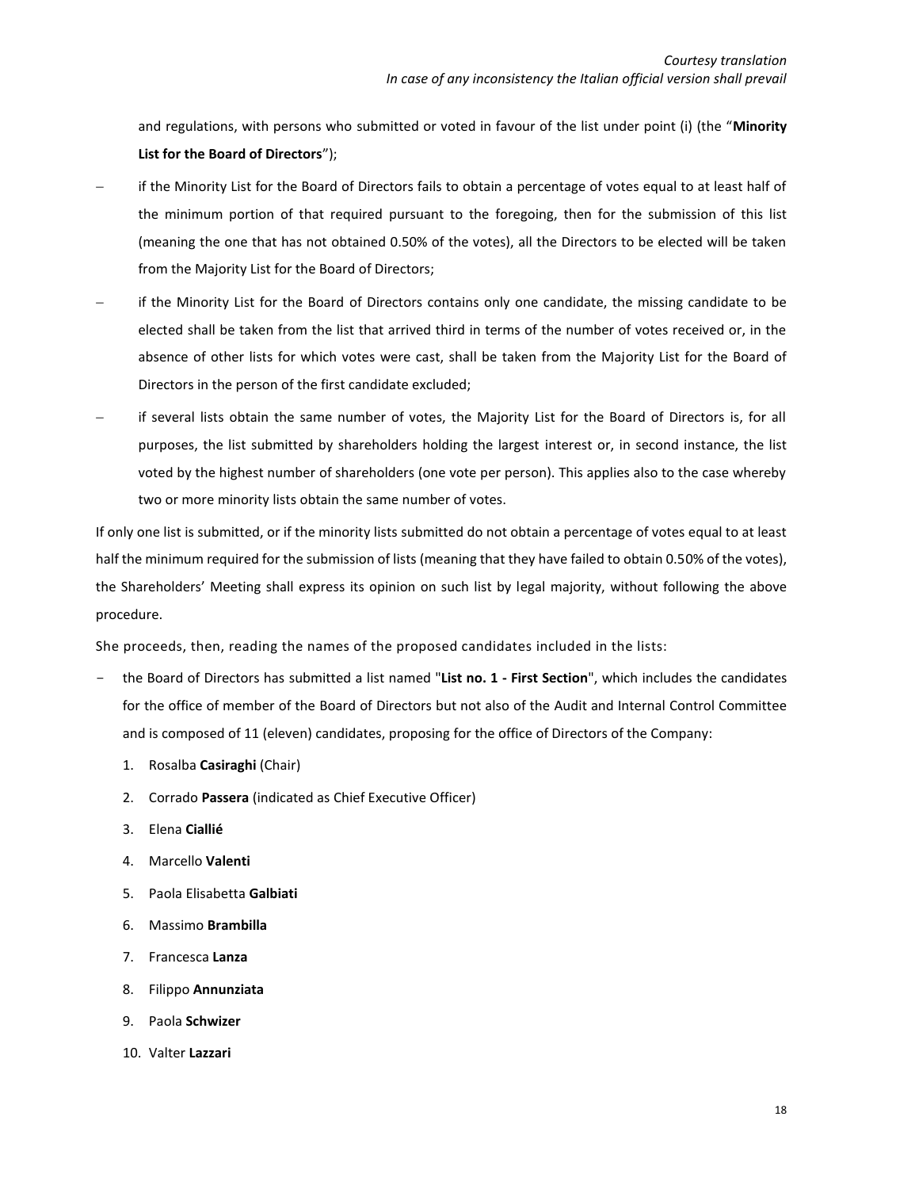and regulations, with persons who submitted or voted in favour of the list under point (i) (the "**Minority List for the Board of Directors**");

- if the Minority List for the Board of Directors fails to obtain a percentage of votes equal to at least half of the minimum portion of that required pursuant to the foregoing, then for the submission of this list (meaning the one that has not obtained 0.50% of the votes), all the Directors to be elected will be taken from the Majority List for the Board of Directors;
- if the Minority List for the Board of Directors contains only one candidate, the missing candidate to be elected shall be taken from the list that arrived third in terms of the number of votes received or, in the absence of other lists for which votes were cast, shall be taken from the Majority List for the Board of Directors in the person of the first candidate excluded;
- if several lists obtain the same number of votes, the Majority List for the Board of Directors is, for all purposes, the list submitted by shareholders holding the largest interest or, in second instance, the list voted by the highest number of shareholders (one vote per person). This applies also to the case whereby two or more minority lists obtain the same number of votes.

If only one list is submitted, or if the minority lists submitted do not obtain a percentage of votes equal to at least half the minimum required for the submission of lists (meaning that they have failed to obtain 0.50% of the votes), the Shareholders' Meeting shall express its opinion on such list by legal majority, without following the above procedure.

She proceeds, then, reading the names of the proposed candidates included in the lists:

- the Board of Directors has submitted a list named "**List no. 1 - First Section**", which includes the candidates for the office of member of the Board of Directors but not also of the Audit and Internal Control Committee and is composed of 11 (eleven) candidates, proposing for the office of Directors of the Company:
    1. Rosalba **Casiraghi** (Chair)
    2. Corrado **Passera** (indicated as Chief Executive Officer)
    3. Elena **Ciallié**
    4. Marcello **Valenti**
    5. Paola Elisabetta **Galbiati**
    6. Massimo **Brambilla**
    7. Francesca **Lanza**
    8. Filippo **Annunziata**
    9. Paola **Schwizer**
    10. Valter **Lazzari**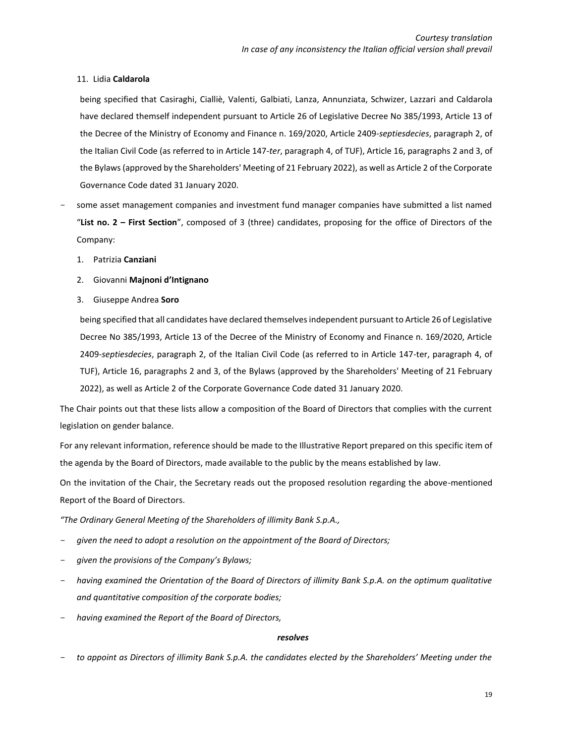11. Lidia **Caldarola**

 being specified that Casiraghi, Cialliè, Valenti, Galbiati, Lanza, Annunziata, Schwizer, Lazzari and Caldarola have declared themself independent pursuant to Article 26 of Legislative Decree No 385/1993, Article 13 of the Decree of the Ministry of Economy and Finance n. 169/2020, Article 2409-*septiesdecies*, paragraph 2, of the Italian Civil Code (as referred to in Article 147-*ter*, paragraph 4, of TUF), Article 16, paragraphs 2 and 3, of the Bylaws (approved by the Shareholders' Meeting of 21 February 2022), as well as Article 2 of the Corporate Governance Code dated 31 January 2020.

- some asset management companies and investment fund manager companies have submitted a list named "**List no. 2 – First Section**", composed of 3 (three) candidates, proposing for the office of Directors of the Company:

 1. Patrizia **Canziani**
 2. Giovanni **Majnoni d'Intignano**
 3. Giuseppe Andrea **Soro**

 being specified that all candidates have declared themselves independent pursuant to Article 26 of Legislative Decree No 385/1993, Article 13 of the Decree of the Ministry of Economy and Finance n. 169/2020, Article 2409-*septiesdecies*, paragraph 2, of the Italian Civil Code (as referred to in Article 147-ter, paragraph 4, of TUF), Article 16, paragraphs 2 and 3, of the Bylaws (approved by the Shareholders' Meeting of 21 February 2022), as well as Article 2 of the Corporate Governance Code dated 31 January 2020.

The Chair points out that these lists allow a composition of the Board of Directors that complies with the current legislation on gender balance.

For any relevant information, reference should be made to the Illustrative Report prepared on this specific item of the agenda by the Board of Directors, made available to the public by the means established by law.

On the invitation of the Chair, the Secretary reads out the proposed resolution regarding the above-mentioned Report of the Board of Directors.

*"The Ordinary General Meeting of the Shareholders of illimity Bank S.p.A.,*

- *given the need to adopt a resolution on the appointment of the Board of Directors;*
- *given the provisions of the Company's Bylaws;*
- *having examined the Orientation of the Board of Directors of illimity Bank S.p.A. on the optimum qualitative and quantitative composition of the corporate bodies;*
- *having examined the Report of the Board of Directors,*

***resolves***

- *to appoint as Directors of illimity Bank S.p.A. the candidates elected by the Shareholders' Meeting under the*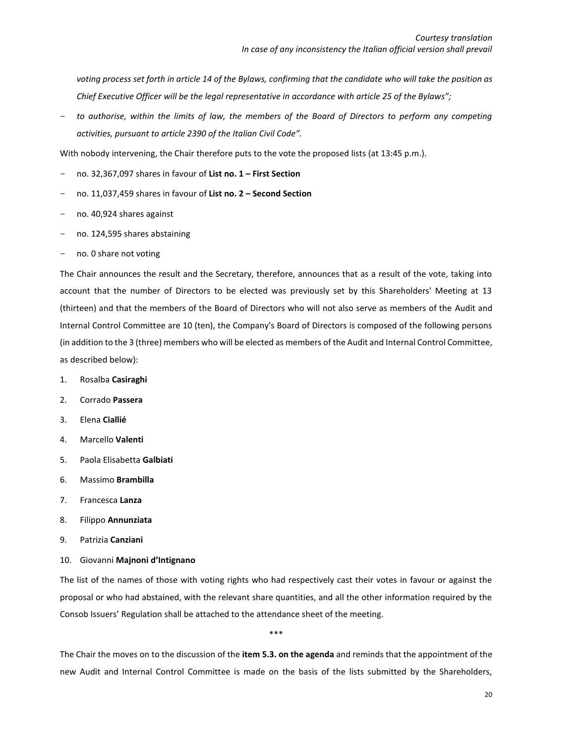*voting process set forth in article 14 of the Bylaws, confirming that the candidate who will take the position as Chief Executive Officer will be the legal representative in accordance with article 25 of the Bylaws";*

- *to authorise, within the limits of law, the members of the Board of Directors to perform any competing activities, pursuant to article 2390 of the Italian Civil Code".*

With nobody intervening, the Chair therefore puts to the vote the proposed lists (at 13:45 p.m.).

- no. 32,367,097 shares in favour of **List no. 1 – First Section**
- no. 11,037,459 shares in favour of **List no. 2 – Second Section**
- no. 40,924 shares against
- no. 124,595 shares abstaining
- no. 0 share not voting

The Chair announces the result and the Secretary, therefore, announces that as a result of the vote, taking into account that the number of Directors to be elected was previously set by this Shareholders' Meeting at 13 (thirteen) and that the members of the Board of Directors who will not also serve as members of the Audit and Internal Control Committee are 10 (ten), the Company's Board of Directors is composed of the following persons (in addition to the 3 (three) members who will be elected as members of the Audit and Internal Control Committee, as described below):

1. Rosalba **Casiraghi**
2. Corrado **Passera**
3. Elena **Ciallié**
4. Marcello **Valenti**
5. Paola Elisabetta **Galbiati**
6. Massimo **Brambilla**
7. Francesca **Lanza**
8. Filippo **Annunziata**
9. Patrizia **Canziani**
10. Giovanni **Majnoni d'Intignano**

The list of the names of those with voting rights who had respectively cast their votes in favour or against the proposal or who had abstained, with the relevant share quantities, and all the other information required by the Consob Issuers' Regulation shall be attached to the attendance sheet of the meeting.

\*\*\*

The Chair the moves on to the discussion of the **item 5.3. on the agenda** and reminds that the appointment of the new Audit and Internal Control Committee is made on the basis of the lists submitted by the Shareholders,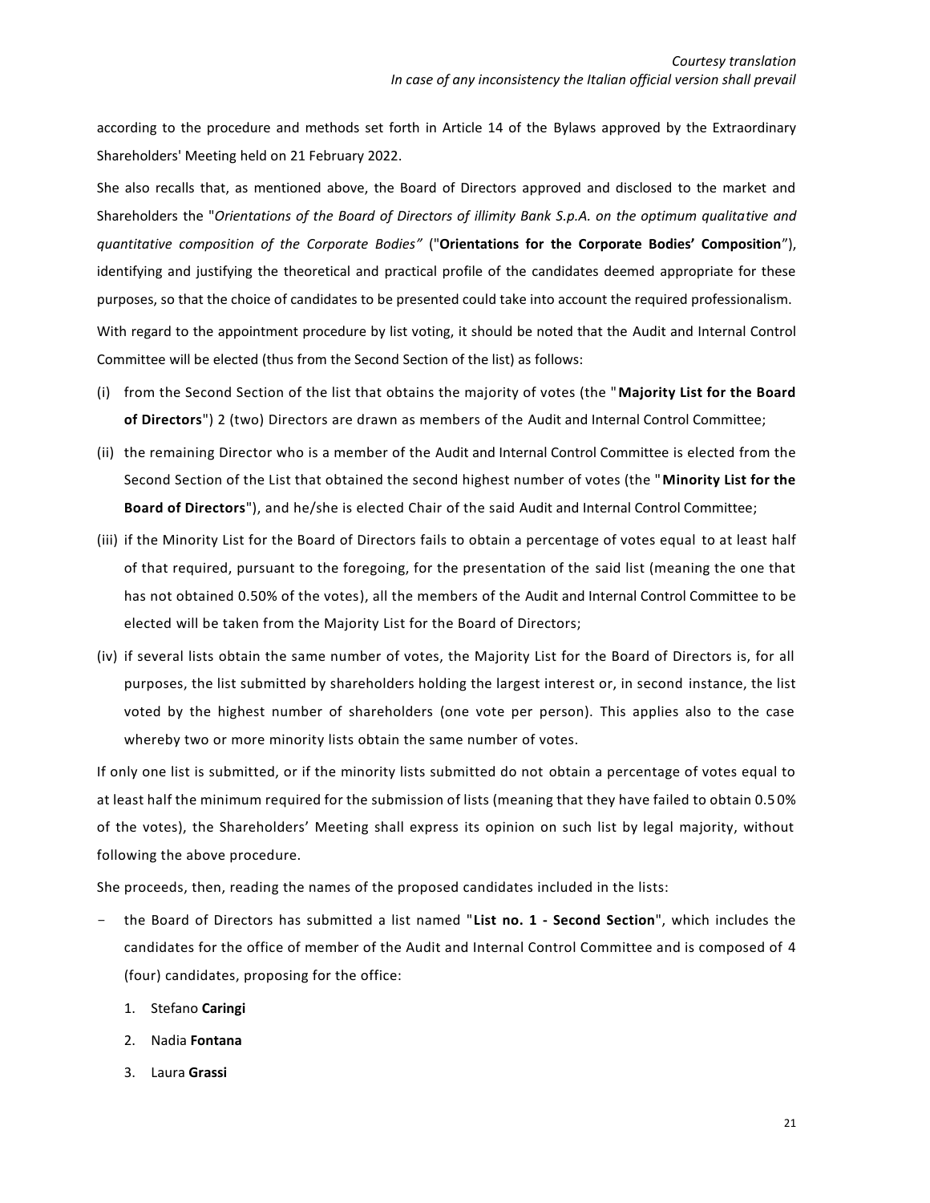according to the procedure and methods set forth in Article 14 of the Bylaws approved by the Extraordinary Shareholders' Meeting held on 21 February 2022.

She also recalls that, as mentioned above, the Board of Directors approved and disclosed to the market and Shareholders the "*Orientations of the Board of Directors of illimity Bank S.p.A. on the optimum qualitative and quantitative composition of the Corporate Bodies"* ("**Orientations for the Corporate Bodies' Composition**"), identifying and justifying the theoretical and practical profile of the candidates deemed appropriate for these purposes, so that the choice of candidates to be presented could take into account the required professionalism.

With regard to the appointment procedure by list voting, it should be noted that the Audit and Internal Control Committee will be elected (thus from the Second Section of the list) as follows:

(i) from the Second Section of the list that obtains the majority of votes (the "**Majority List for the Board of Directors**") 2 (two) Directors are drawn as members of the Audit and Internal Control Committee;

(ii) the remaining Director who is a member of the Audit and Internal Control Committee is elected from the Second Section of the List that obtained the second highest number of votes (the "**Minority List for the Board of Directors**"), and he/she is elected Chair of the said Audit and Internal Control Committee;

(iii) if the Minority List for the Board of Directors fails to obtain a percentage of votes equal to at least half of that required, pursuant to the foregoing, for the presentation of the said list (meaning the one that has not obtained 0.50% of the votes), all the members of the Audit and Internal Control Committee to be elected will be taken from the Majority List for the Board of Directors;

(iv) if several lists obtain the same number of votes, the Majority List for the Board of Directors is, for all purposes, the list submitted by shareholders holding the largest interest or, in second instance, the list voted by the highest number of shareholders (one vote per person). This applies also to the case whereby two or more minority lists obtain the same number of votes.

If only one list is submitted, or if the minority lists submitted do not obtain a percentage of votes equal to at least half the minimum required for the submission of lists (meaning that they have failed to obtain 0.50% of the votes), the Shareholders' Meeting shall express its opinion on such list by legal majority, without following the above procedure.

She proceeds, then, reading the names of the proposed candidates included in the lists:

- the Board of Directors has submitted a list named "**List no. 1 - Second Section**", which includes the candidates for the office of member of the Audit and Internal Control Committee and is composed of 4 (four) candidates, proposing for the office:
  1. Stefano **Caringi**
  2. Nadia **Fontana**
  3. Laura **Grassi**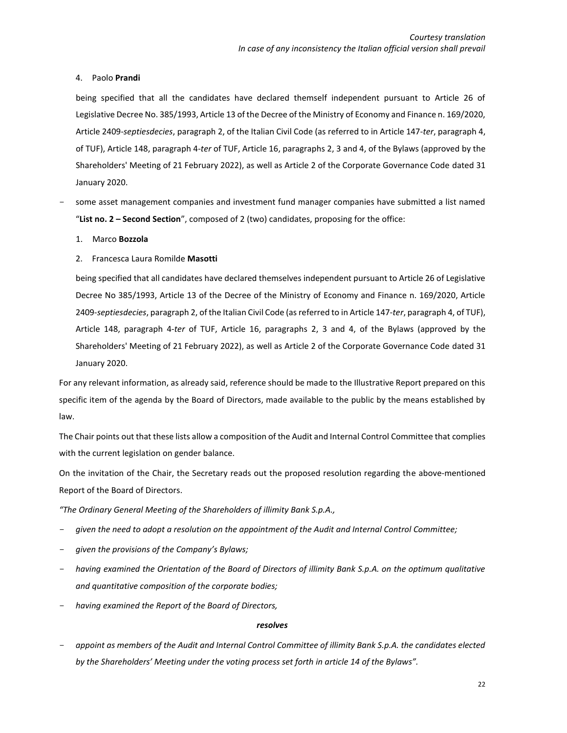*Courtesy translation*
*In case of any inconsistency the Italian official version shall prevail*

4. Paolo **Prandi**

being specified that all the candidates have declared themself independent pursuant to Article 26 of Legislative Decree No. 385/1993, Article 13 of the Decree of the Ministry of Economy and Finance n. 169/2020, Article 2409-*septiesdecies*, paragraph 2, of the Italian Civil Code (as referred to in Article 147-*ter*, paragraph 4, of TUF), Article 148, paragraph 4-*ter* of TUF, Article 16, paragraphs 2, 3 and 4, of the Bylaws (approved by the Shareholders' Meeting of 21 February 2022), as well as Article 2 of the Corporate Governance Code dated 31 January 2020.

- some asset management companies and investment fund manager companies have submitted a list named "**List no. 2 – Second Section**", composed of 2 (two) candidates, proposing for the office:

1. Marco **Bozzola**
2. Francesca Laura Romilde **Masotti**

being specified that all candidates have declared themselves independent pursuant to Article 26 of Legislative Decree No 385/1993, Article 13 of the Decree of the Ministry of Economy and Finance n. 169/2020, Article 2409-*septiesdecies*, paragraph 2, of the Italian Civil Code (as referred to in Article 147-*ter*, paragraph 4, of TUF), Article 148, paragraph 4-*ter* of TUF, Article 16, paragraphs 2, 3 and 4, of the Bylaws (approved by the Shareholders' Meeting of 21 February 2022), as well as Article 2 of the Corporate Governance Code dated 31 January 2020.

For any relevant information, as already said, reference should be made to the Illustrative Report prepared on this specific item of the agenda by the Board of Directors, made available to the public by the means established by law.

The Chair points out that these lists allow a composition of the Audit and Internal Control Committee that complies with the current legislation on gender balance.

On the invitation of the Chair, the Secretary reads out the proposed resolution regarding the above-mentioned Report of the Board of Directors.

*"The Ordinary General Meeting of the Shareholders of illimity Bank S.p.A.,*

- *given the need to adopt a resolution on the appointment of the Audit and Internal Control Committee;*
- *given the provisions of the Company's Bylaws;*
- *having examined the Orientation of the Board of Directors of illimity Bank S.p.A. on the optimum qualitative and quantitative composition of the corporate bodies;*
- *having examined the Report of the Board of Directors,*

***resolves***

- *appoint as members of the Audit and Internal Control Committee of illimity Bank S.p.A. the candidates elected by the Shareholders' Meeting under the voting process set forth in article 14 of the Bylaws".*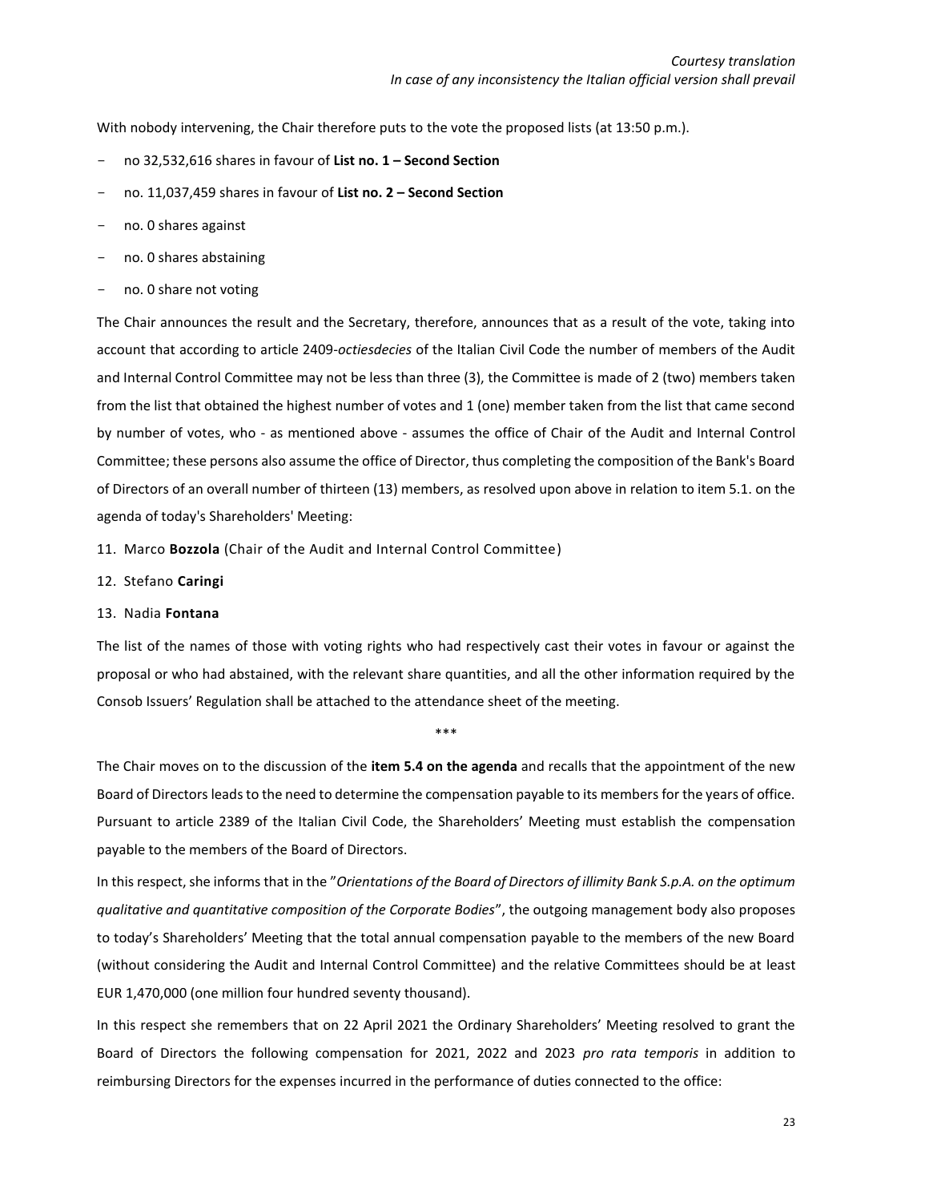*Courtesy translation*
*In case of any inconsistency the Italian official version shall prevail*

With nobody intervening, the Chair therefore puts to the vote the proposed lists (at 13:50 p.m.).

- no 32,532,616 shares in favour of **List no. 1 – Second Section**
- no. 11,037,459 shares in favour of **List no. 2 – Second Section**
- no. 0 shares against
- no. 0 shares abstaining
- no. 0 share not voting

The Chair announces the result and the Secretary, therefore, announces that as a result of the vote, taking into account that according to article 2409-*octiesdecies* of the Italian Civil Code the number of members of the Audit and Internal Control Committee may not be less than three (3), the Committee is made of 2 (two) members taken from the list that obtained the highest number of votes and 1 (one) member taken from the list that came second by number of votes, who - as mentioned above - assumes the office of Chair of the Audit and Internal Control Committee; these persons also assume the office of Director, thus completing the composition of the Bank's Board of Directors of an overall number of thirteen (13) members, as resolved upon above in relation to item 5.1. on the agenda of today's Shareholders' Meeting:

11. Marco **Bozzola** (Chair of the Audit and Internal Control Committee)
12. Stefano **Caringi**
13. Nadia **Fontana**

The list of the names of those with voting rights who had respectively cast their votes in favour or against the proposal or who had abstained, with the relevant share quantities, and all the other information required by the Consob Issuers' Regulation shall be attached to the attendance sheet of the meeting.

\*\*\*

The Chair moves on to the discussion of the **item 5.4 on the agenda** and recalls that the appointment of the new Board of Directors leads to the need to determine the compensation payable to its members for the years of office. Pursuant to article 2389 of the Italian Civil Code, the Shareholders' Meeting must establish the compensation payable to the members of the Board of Directors.

In this respect, she informs that in the "*Orientations of the Board of Directors of illimity Bank S.p.A. on the optimum qualitative and quantitative composition of the Corporate Bodies*", the outgoing management body also proposes to today's Shareholders' Meeting that the total annual compensation payable to the members of the new Board (without considering the Audit and Internal Control Committee) and the relative Committees should be at least EUR 1,470,000 (one million four hundred seventy thousand).

In this respect she remembers that on 22 April 2021 the Ordinary Shareholders' Meeting resolved to grant the Board of Directors the following compensation for 2021, 2022 and 2023 *pro rata temporis* in addition to reimbursing Directors for the expenses incurred in the performance of duties connected to the office: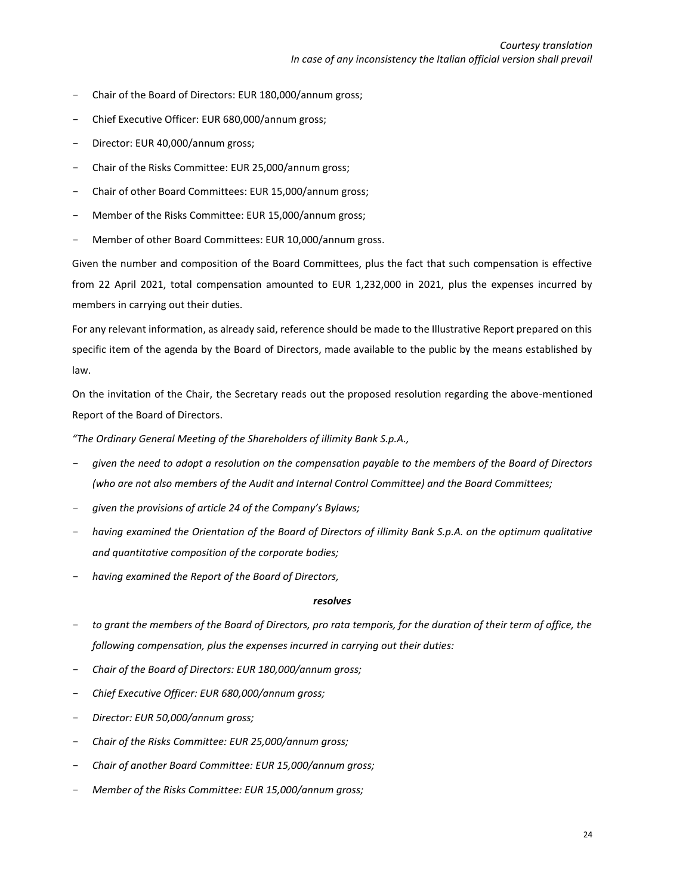*Courtesy translation*
*In case of any inconsistency the Italian official version shall prevail*

- Chair of the Board of Directors: EUR 180,000/annum gross;
- Chief Executive Officer: EUR 680,000/annum gross;
- Director: EUR 40,000/annum gross;
- Chair of the Risks Committee: EUR 25,000/annum gross;
- Chair of other Board Committees: EUR 15,000/annum gross;
- Member of the Risks Committee: EUR 15,000/annum gross;
- Member of other Board Committees: EUR 10,000/annum gross.

Given the number and composition of the Board Committees, plus the fact that such compensation is effective from 22 April 2021, total compensation amounted to EUR 1,232,000 in 2021, plus the expenses incurred by members in carrying out their duties.

For any relevant information, as already said, reference should be made to the Illustrative Report prepared on this specific item of the agenda by the Board of Directors, made available to the public by the means established by law.

On the invitation of the Chair, the Secretary reads out the proposed resolution regarding the above-mentioned Report of the Board of Directors.

*"The Ordinary General Meeting of the Shareholders of illimity Bank S.p.A.,*

- *given the need to adopt a resolution on the compensation payable to the members of the Board of Directors (who are not also members of the Audit and Internal Control Committee) and the Board Committees;*
- *given the provisions of article 24 of the Company's Bylaws;*
- *having examined the Orientation of the Board of Directors of illimity Bank S.p.A. on the optimum qualitative and quantitative composition of the corporate bodies;*
- *having examined the Report of the Board of Directors,*

***resolves***

- *to grant the members of the Board of Directors, pro rata temporis, for the duration of their term of office, the following compensation, plus the expenses incurred in carrying out their duties:*
- *Chair of the Board of Directors: EUR 180,000/annum gross;*
- *Chief Executive Officer: EUR 680,000/annum gross;*
- *Director: EUR 50,000/annum gross;*
- *Chair of the Risks Committee: EUR 25,000/annum gross;*
- *Chair of another Board Committee: EUR 15,000/annum gross;*
- *Member of the Risks Committee: EUR 15,000/annum gross;*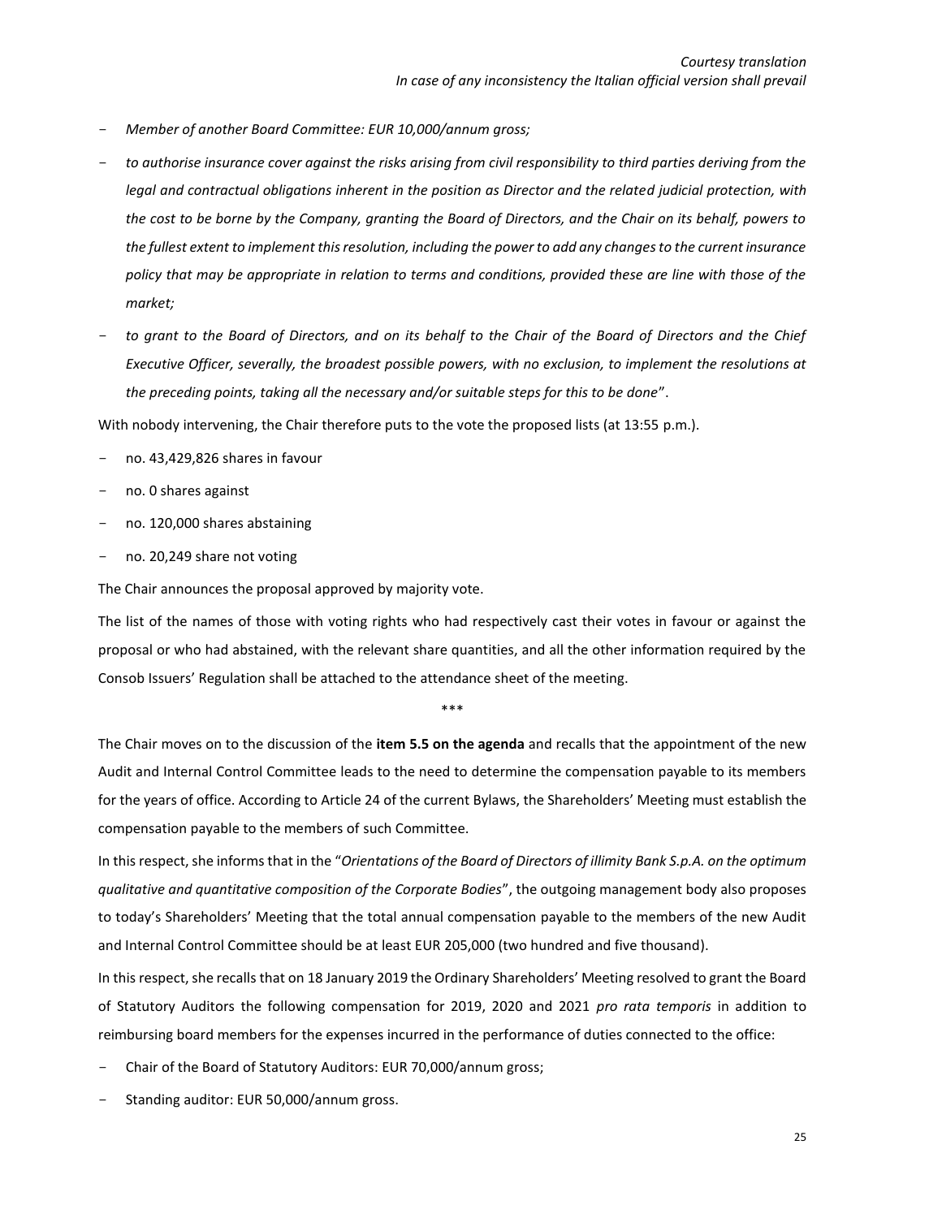- *Member of another Board Committee: EUR 10,000/annum gross;*
- *to authorise insurance cover against the risks arising from civil responsibility to third parties deriving from the legal and contractual obligations inherent in the position as Director and the related judicial protection, with the cost to be borne by the Company, granting the Board of Directors, and the Chair on its behalf, powers to the fullest extent to implement this resolution, including the power to add any changes to the current insurance policy that may be appropriate in relation to terms and conditions, provided these are line with those of the market;*
- *to grant to the Board of Directors, and on its behalf to the Chair of the Board of Directors and the Chief Executive Officer, severally, the broadest possible powers, with no exclusion, to implement the resolutions at the preceding points, taking all the necessary and/or suitable steps for this to be done*".

With nobody intervening, the Chair therefore puts to the vote the proposed lists (at 13:55 p.m.).

- no. 43,429,826 shares in favour
- no. 0 shares against
- no. 120,000 shares abstaining
- no. 20,249 share not voting

The Chair announces the proposal approved by majority vote.

The list of the names of those with voting rights who had respectively cast their votes in favour or against the proposal or who had abstained, with the relevant share quantities, and all the other information required by the Consob Issuers' Regulation shall be attached to the attendance sheet of the meeting.

\*\*\*

The Chair moves on to the discussion of the **item 5.5 on the agenda** and recalls that the appointment of the new Audit and Internal Control Committee leads to the need to determine the compensation payable to its members for the years of office. According to Article 24 of the current Bylaws, the Shareholders' Meeting must establish the compensation payable to the members of such Committee.

In this respect, she informs that in the "*Orientations of the Board of Directors of illimity Bank S.p.A. on the optimum qualitative and quantitative composition of the Corporate Bodies*", the outgoing management body also proposes to today's Shareholders' Meeting that the total annual compensation payable to the members of the new Audit and Internal Control Committee should be at least EUR 205,000 (two hundred and five thousand).

In this respect, she recalls that on 18 January 2019 the Ordinary Shareholders' Meeting resolved to grant the Board of Statutory Auditors the following compensation for 2019, 2020 and 2021 *pro rata temporis* in addition to reimbursing board members for the expenses incurred in the performance of duties connected to the office:

- Chair of the Board of Statutory Auditors: EUR 70,000/annum gross;
- Standing auditor: EUR 50,000/annum gross.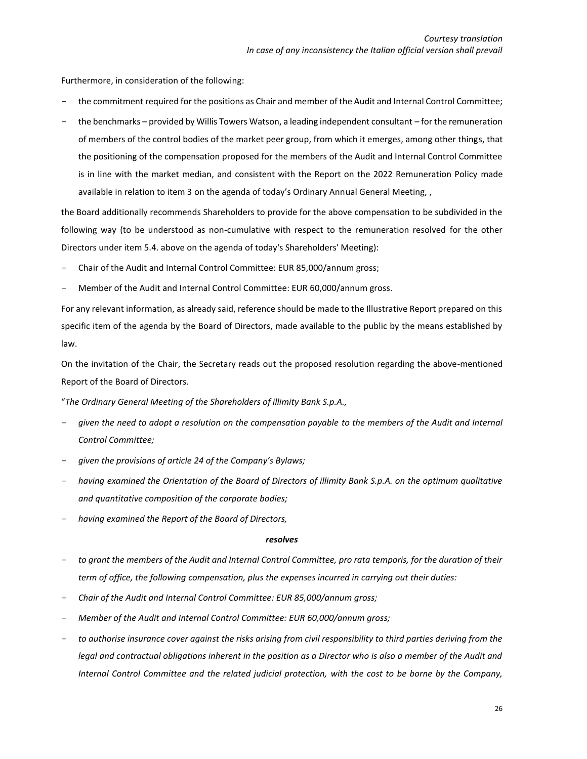*Courtesy translation*
*In case of any inconsistency the Italian official version shall prevail*

Furthermore, in consideration of the following:

- the commitment required for the positions as Chair and member of the Audit and Internal Control Committee;
- the benchmarks – provided by Willis Towers Watson, a leading independent consultant – for the remuneration of members of the control bodies of the market peer group, from which it emerges, among other things, that the positioning of the compensation proposed for the members of the Audit and Internal Control Committee is in line with the market median, and consistent with the Report on the 2022 Remuneration Policy made available in relation to item 3 on the agenda of today's Ordinary Annual General Meeting, ,

the Board additionally recommends Shareholders to provide for the above compensation to be subdivided in the following way (to be understood as non-cumulative with respect to the remuneration resolved for the other Directors under item 5.4. above on the agenda of today's Shareholders' Meeting):

- Chair of the Audit and Internal Control Committee: EUR 85,000/annum gross;
- Member of the Audit and Internal Control Committee: EUR 60,000/annum gross.

For any relevant information, as already said, reference should be made to the Illustrative Report prepared on this specific item of the agenda by the Board of Directors, made available to the public by the means established by law.

On the invitation of the Chair, the Secretary reads out the proposed resolution regarding the above-mentioned Report of the Board of Directors.

"*The Ordinary General Meeting of the Shareholders of illimity Bank S.p.A.,*

- *given the need to adopt a resolution on the compensation payable to the members of the Audit and Internal Control Committee;*
- *given the provisions of article 24 of the Company's Bylaws;*
- *having examined the Orientation of the Board of Directors of illimity Bank S.p.A. on the optimum qualitative and quantitative composition of the corporate bodies;*
- *having examined the Report of the Board of Directors,*

***resolves***

- *to grant the members of the Audit and Internal Control Committee, pro rata temporis, for the duration of their term of office, the following compensation, plus the expenses incurred in carrying out their duties:*
- *Chair of the Audit and Internal Control Committee: EUR 85,000/annum gross;*
- *Member of the Audit and Internal Control Committee: EUR 60,000/annum gross;*
- *to authorise insurance cover against the risks arising from civil responsibility to third parties deriving from the legal and contractual obligations inherent in the position as a Director who is also a member of the Audit and Internal Control Committee and the related judicial protection, with the cost to be borne by the Company,*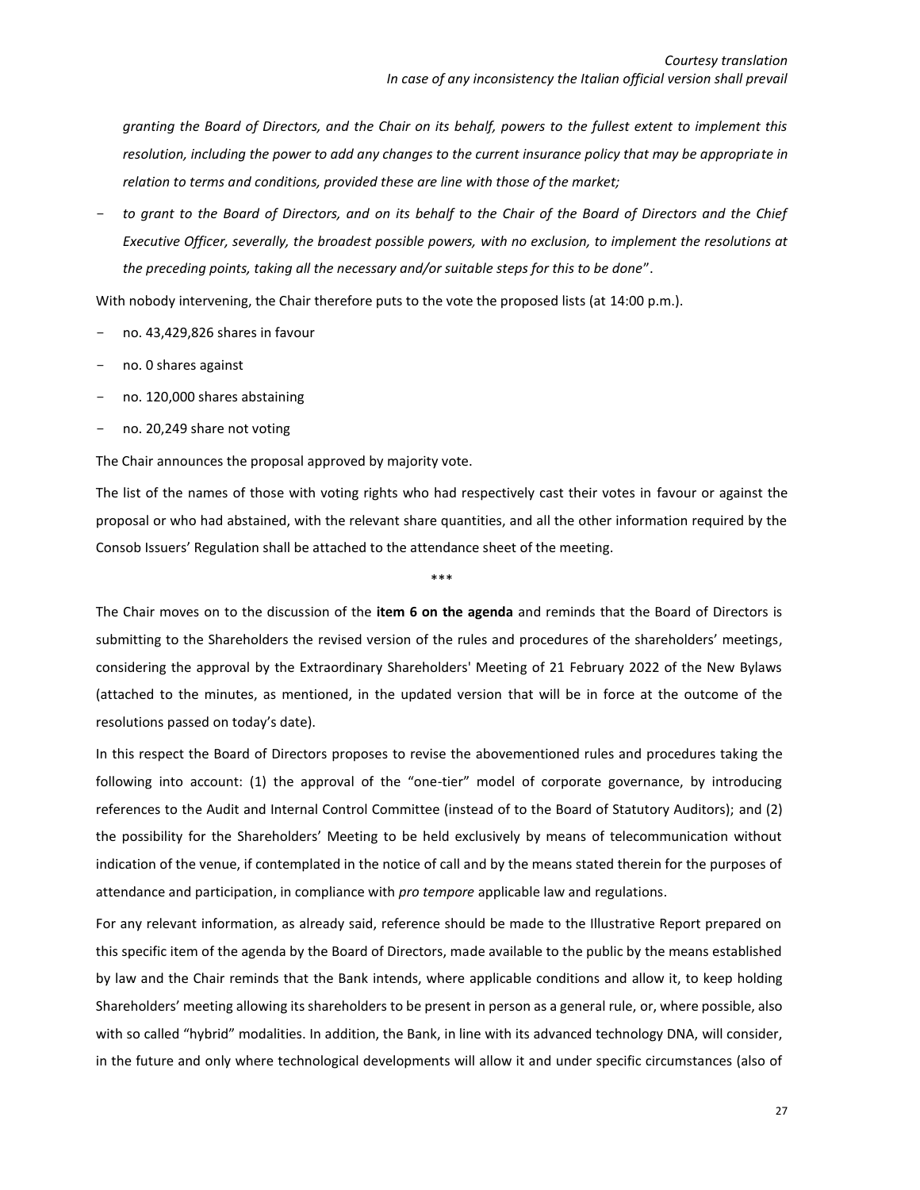*granting the Board of Directors, and the Chair on its behalf, powers to the fullest extent to implement this resolution, including the power to add any changes to the current insurance policy that may be appropriate in relation to terms and conditions, provided these are line with those of the market;*

- *to grant to the Board of Directors, and on its behalf to the Chair of the Board of Directors and the Chief Executive Officer, severally, the broadest possible powers, with no exclusion, to implement the resolutions at the preceding points, taking all the necessary and/or suitable steps for this to be done*".

With nobody intervening, the Chair therefore puts to the vote the proposed lists (at 14:00 p.m.).

- no. 43,429,826 shares in favour
- no. 0 shares against
- no. 120,000 shares abstaining
- no. 20,249 share not voting

The Chair announces the proposal approved by majority vote.

The list of the names of those with voting rights who had respectively cast their votes in favour or against the proposal or who had abstained, with the relevant share quantities, and all the other information required by the Consob Issuers' Regulation shall be attached to the attendance sheet of the meeting.

\*\*\*

The Chair moves on to the discussion of the **item 6 on the agenda** and reminds that the Board of Directors is submitting to the Shareholders the revised version of the rules and procedures of the shareholders' meetings, considering the approval by the Extraordinary Shareholders' Meeting of 21 February 2022 of the New Bylaws (attached to the minutes, as mentioned, in the updated version that will be in force at the outcome of the resolutions passed on today's date).

In this respect the Board of Directors proposes to revise the abovementioned rules and procedures taking the following into account: (1) the approval of the "one-tier" model of corporate governance, by introducing references to the Audit and Internal Control Committee (instead of to the Board of Statutory Auditors); and (2) the possibility for the Shareholders' Meeting to be held exclusively by means of telecommunication without indication of the venue, if contemplated in the notice of call and by the means stated therein for the purposes of attendance and participation, in compliance with *pro tempore* applicable law and regulations.

For any relevant information, as already said, reference should be made to the Illustrative Report prepared on this specific item of the agenda by the Board of Directors, made available to the public by the means established by law and the Chair reminds that the Bank intends, where applicable conditions and allow it, to keep holding Shareholders' meeting allowing its shareholders to be present in person as a general rule, or, where possible, also with so called "hybrid" modalities. In addition, the Bank, in line with its advanced technology DNA, will consider, in the future and only where technological developments will allow it and under specific circumstances (also of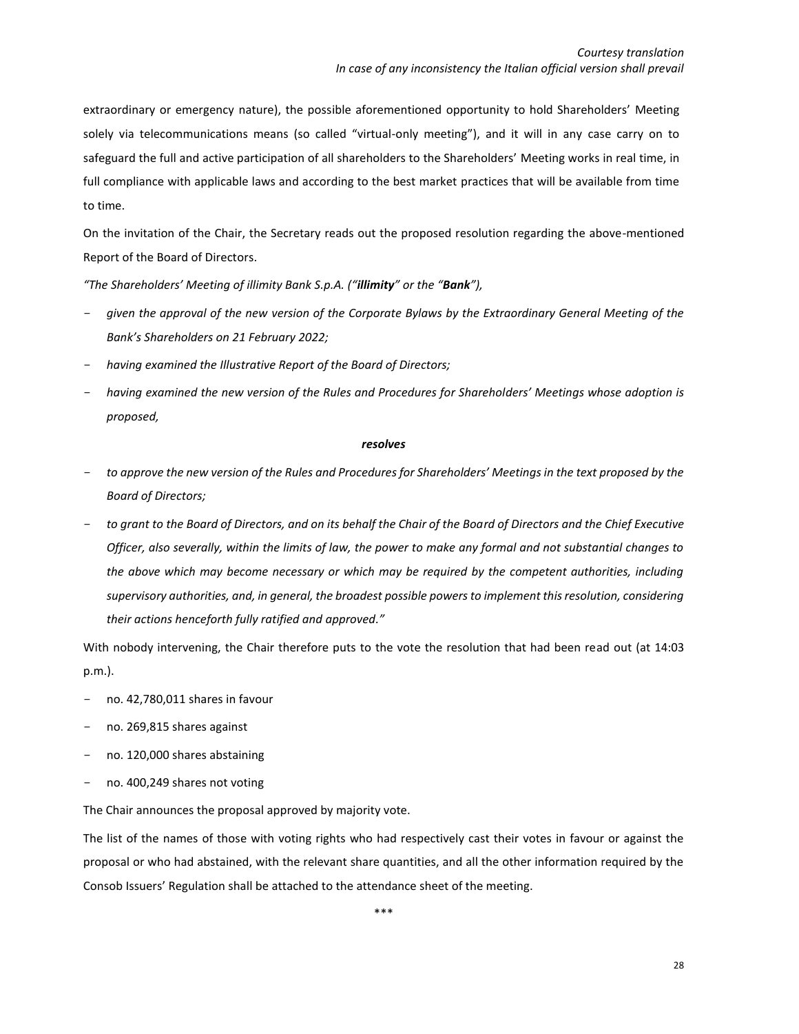extraordinary or emergency nature), the possible aforementioned opportunity to hold Shareholders' Meeting solely via telecommunications means (so called "virtual-only meeting"), and it will in any case carry on to safeguard the full and active participation of all shareholders to the Shareholders' Meeting works in real time, in full compliance with applicable laws and according to the best market practices that will be available from time to time.

On the invitation of the Chair, the Secretary reads out the proposed resolution regarding the above-mentioned Report of the Board of Directors.

*"The Shareholders' Meeting of illimity Bank S.p.A. ("**illimity**" or the "**Bank**"),*

- *given the approval of the new version of the Corporate Bylaws by the Extraordinary General Meeting of the Bank's Shareholders on 21 February 2022;*
- *having examined the Illustrative Report of the Board of Directors;*
- *having examined the new version of the Rules and Procedures for Shareholders' Meetings whose adoption is proposed,*

***resolves***

- *to approve the new version of the Rules and Procedures for Shareholders' Meetings in the text proposed by the Board of Directors;*
- *to grant to the Board of Directors, and on its behalf the Chair of the Board of Directors and the Chief Executive Officer, also severally, within the limits of law, the power to make any formal and not substantial changes to the above which may become necessary or which may be required by the competent authorities, including supervisory authorities, and, in general, the broadest possible powers to implement this resolution, considering their actions henceforth fully ratified and approved."*

With nobody intervening, the Chair therefore puts to the vote the resolution that had been read out (at 14:03 p.m.).

- no. 42,780,011 shares in favour
- no. 269,815 shares against
- no. 120,000 shares abstaining
- no. 400,249 shares not voting

The Chair announces the proposal approved by majority vote.

The list of the names of those with voting rights who had respectively cast their votes in favour or against the proposal or who had abstained, with the relevant share quantities, and all the other information required by the Consob Issuers' Regulation shall be attached to the attendance sheet of the meeting.

\*\*\*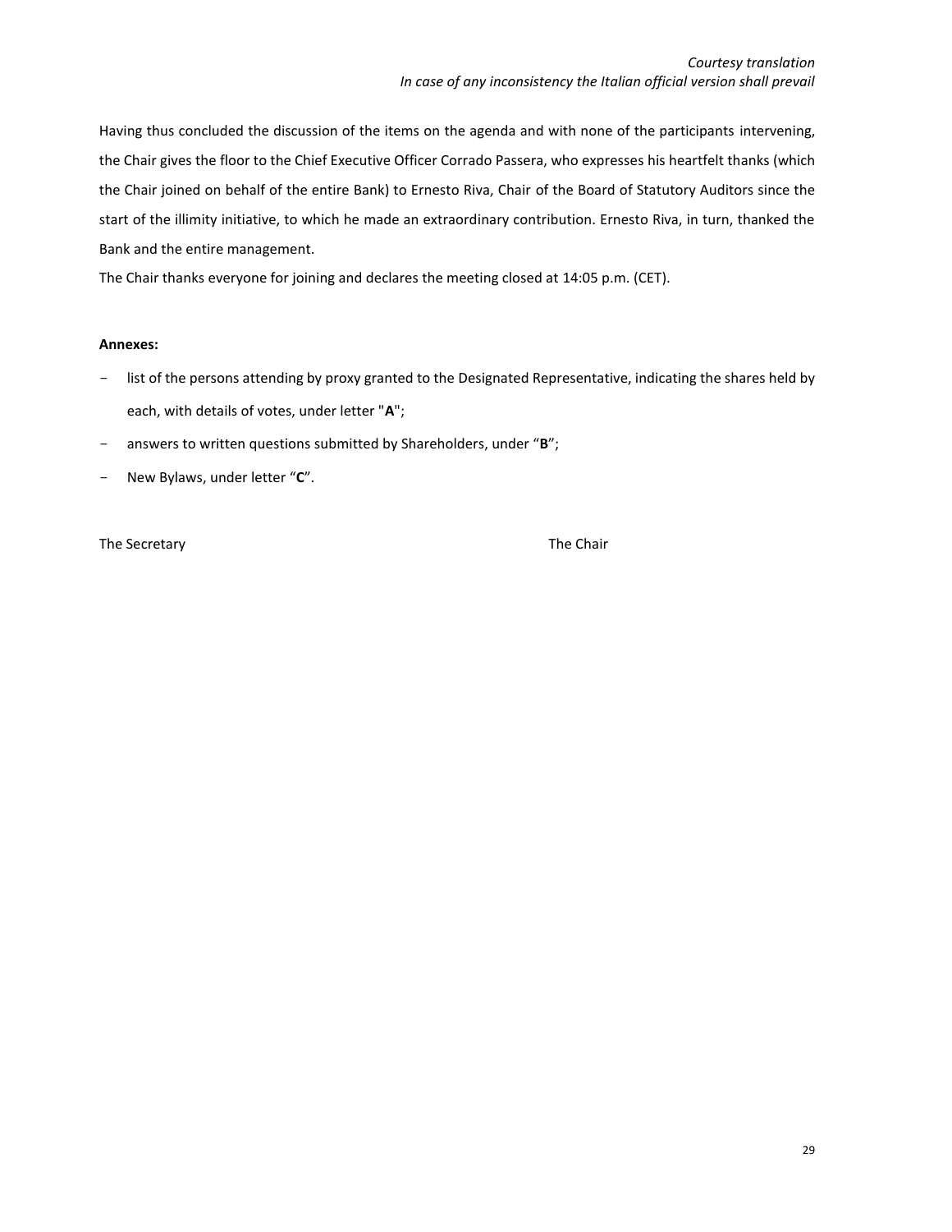Having thus concluded the discussion of the items on the agenda and with none of the participants intervening, the Chair gives the floor to the Chief Executive Officer Corrado Passera, who expresses his heartfelt thanks (which the Chair joined on behalf of the entire Bank) to Ernesto Riva, Chair of the Board of Statutory Auditors since the start of the illimity initiative, to which he made an extraordinary contribution. Ernesto Riva, in turn, thanked the Bank and the entire management.

The Chair thanks everyone for joining and declares the meeting closed at 14:05 p.m. (CET).

**Annexes:**

- list of the persons attending by proxy granted to the Designated Representative, indicating the shares held by each, with details of votes, under letter "**A**";
- answers to written questions submitted by Shareholders, under "**B**";
- New Bylaws, under letter "**C**".

The Secretary The Chair